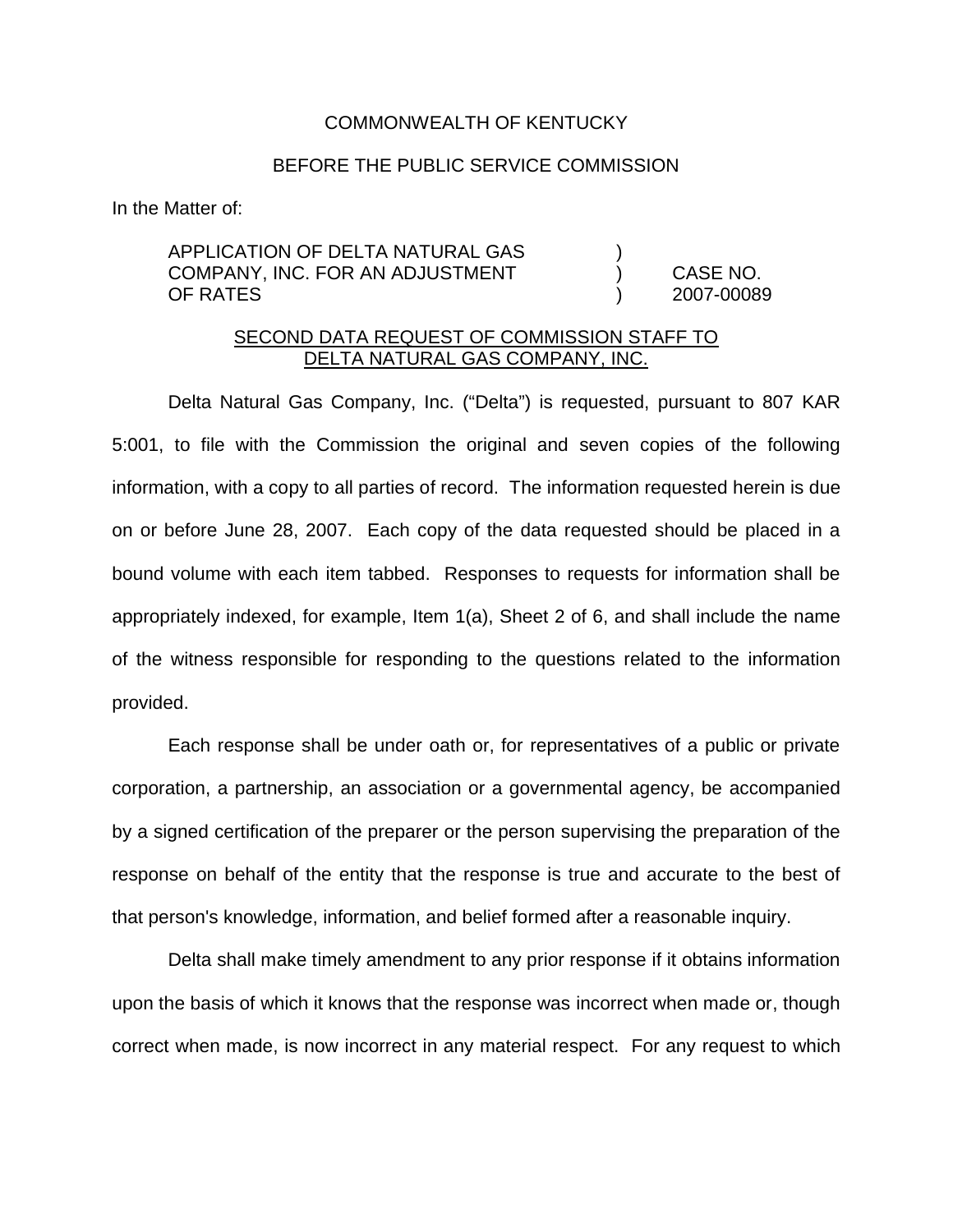COMMONWEALTH OF KENTUCKY

BEFORE THE PUBLIC SERVICE COMMISSION

In the Matter of:

| | | |
|---|---|---|
| APPLICATION OF DELTA NATURAL GAS COMPANY, INC. FOR AN ADJUSTMENT OF RATES | ) ) ) | CASE NO. 2007-00089 |

<u>SECOND DATA REQUEST OF COMMISSION STAFF TO DELTA NATURAL GAS COMPANY, INC.</u>

Delta Natural Gas Company, Inc. ("Delta") is requested, pursuant to 807 KAR 5:001, to file with the Commission the original and seven copies of the following information, with a copy to all parties of record. The information requested herein is due on or before June 28, 2007. Each copy of the data requested should be placed in a bound volume with each item tabbed. Responses to requests for information shall be appropriately indexed, for example, Item 1(a), Sheet 2 of 6, and shall include the name of the witness responsible for responding to the questions related to the information provided.

Each response shall be under oath or, for representatives of a public or private corporation, a partnership, an association or a governmental agency, be accompanied by a signed certification of the preparer or the person supervising the preparation of the response on behalf of the entity that the response is true and accurate to the best of that person's knowledge, information, and belief formed after a reasonable inquiry.

Delta shall make timely amendment to any prior response if it obtains information upon the basis of which it knows that the response was incorrect when made or, though correct when made, is now incorrect in any material respect. For any request to which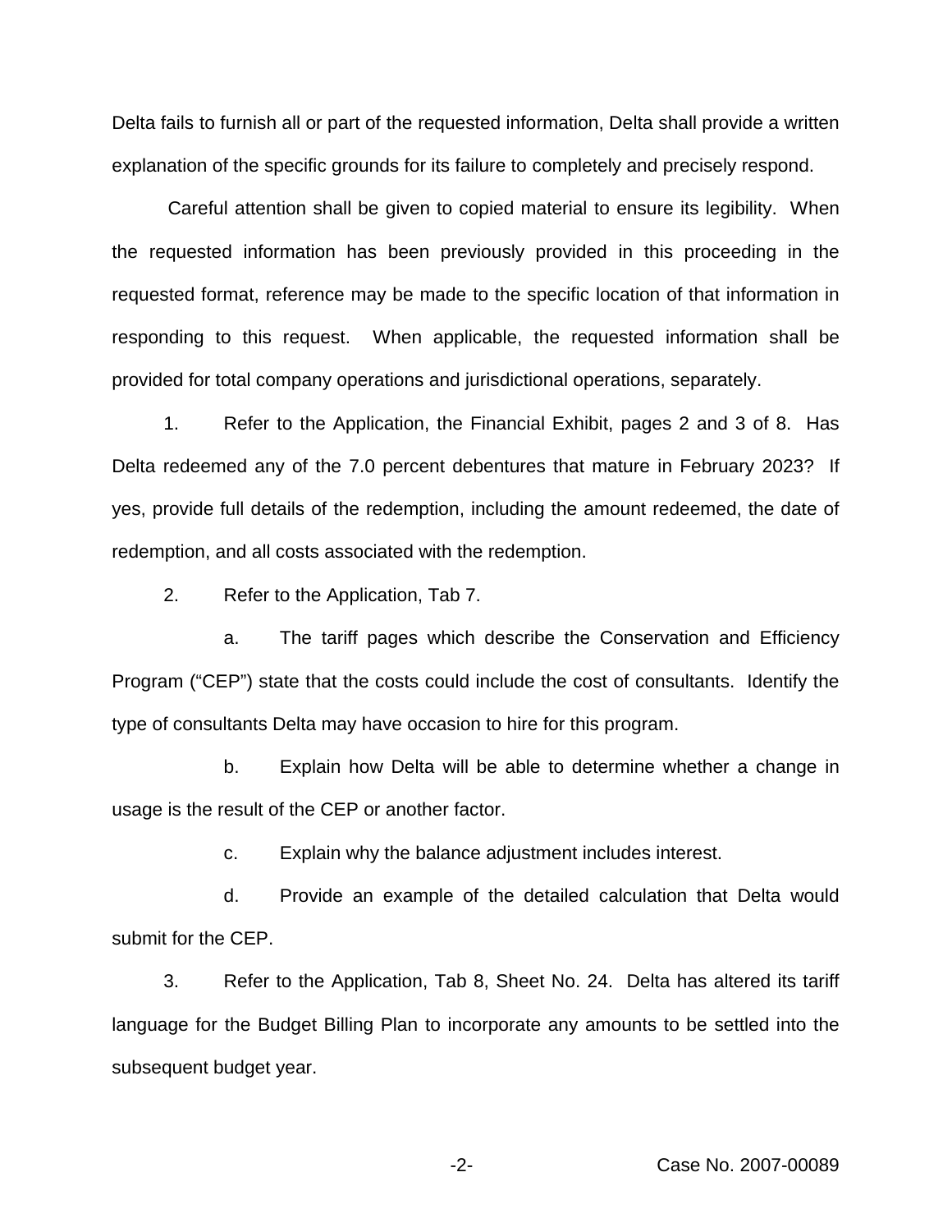Delta fails to furnish all or part of the requested information, Delta shall provide a written explanation of the specific grounds for its failure to completely and precisely respond.

Careful attention shall be given to copied material to ensure its legibility. When the requested information has been previously provided in this proceeding in the requested format, reference may be made to the specific location of that information in responding to this request. When applicable, the requested information shall be provided for total company operations and jurisdictional operations, separately.

1. Refer to the Application, the Financial Exhibit, pages 2 and 3 of 8. Has Delta redeemed any of the 7.0 percent debentures that mature in February 2023? If yes, provide full details of the redemption, including the amount redeemed, the date of redemption, and all costs associated with the redemption.

2. Refer to the Application, Tab 7.

   a. The tariff pages which describe the Conservation and Efficiency Program ("CEP") state that the costs could include the cost of consultants. Identify the type of consultants Delta may have occasion to hire for this program.

   b. Explain how Delta will be able to determine whether a change in usage is the result of the CEP or another factor.

   c. Explain why the balance adjustment includes interest.

   d. Provide an example of the detailed calculation that Delta would submit for the CEP.

3. Refer to the Application, Tab 8, Sheet No. 24. Delta has altered its tariff language for the Budget Billing Plan to incorporate any amounts to be settled into the subsequent budget year.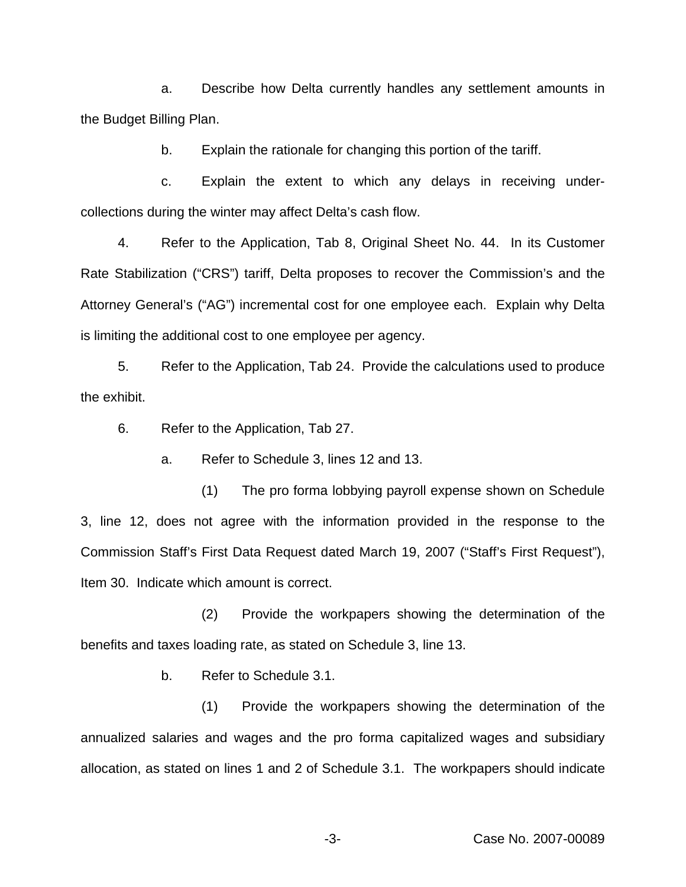a. Describe how Delta currently handles any settlement amounts in the Budget Billing Plan.

b. Explain the rationale for changing this portion of the tariff.

c. Explain the extent to which any delays in receiving under-collections during the winter may affect Delta's cash flow.

4. Refer to the Application, Tab 8, Original Sheet No. 44. In its Customer Rate Stabilization ("CRS") tariff, Delta proposes to recover the Commission's and the Attorney General's ("AG") incremental cost for one employee each. Explain why Delta is limiting the additional cost to one employee per agency.

5. Refer to the Application, Tab 24. Provide the calculations used to produce the exhibit.

6. Refer to the Application, Tab 27.

a. Refer to Schedule 3, lines 12 and 13.

(1) The pro forma lobbying payroll expense shown on Schedule 3, line 12, does not agree with the information provided in the response to the Commission Staff's First Data Request dated March 19, 2007 ("Staff's First Request"), Item 30. Indicate which amount is correct.

(2) Provide the workpapers showing the determination of the benefits and taxes loading rate, as stated on Schedule 3, line 13.

b. Refer to Schedule 3.1.

(1) Provide the workpapers showing the determination of the annualized salaries and wages and the pro forma capitalized wages and subsidiary allocation, as stated on lines 1 and 2 of Schedule 3.1. The workpapers should indicate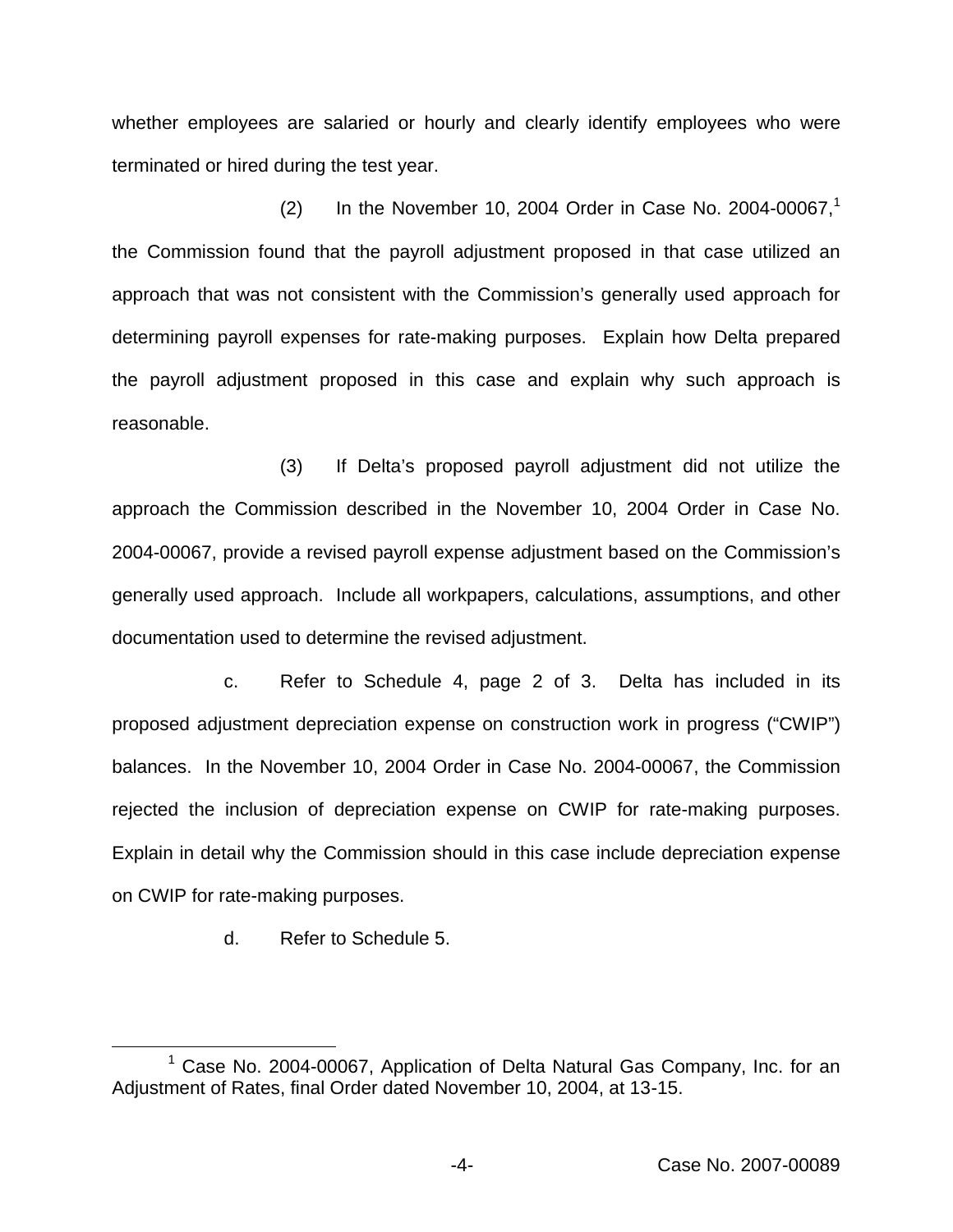whether employees are salaried or hourly and clearly identify employees who were terminated or hired during the test year.

(2) In the November 10, 2004 Order in Case No. 2004-00067,[1] the Commission found that the payroll adjustment proposed in that case utilized an approach that was not consistent with the Commission's generally used approach for determining payroll expenses for rate-making purposes. Explain how Delta prepared the payroll adjustment proposed in this case and explain why such approach is reasonable.

(3) If Delta's proposed payroll adjustment did not utilize the approach the Commission described in the November 10, 2004 Order in Case No. 2004-00067, provide a revised payroll expense adjustment based on the Commission's generally used approach. Include all workpapers, calculations, assumptions, and other documentation used to determine the revised adjustment.

c. Refer to Schedule 4, page 2 of 3. Delta has included in its proposed adjustment depreciation expense on construction work in progress ("CWIP") balances. In the November 10, 2004 Order in Case No. 2004-00067, the Commission rejected the inclusion of depreciation expense on CWIP for rate-making purposes. Explain in detail why the Commission should in this case include depreciation expense on CWIP for rate-making purposes.

d. Refer to Schedule 5.

---

[1] Case No. 2004-00067, Application of Delta Natural Gas Company, Inc. for an Adjustment of Rates, final Order dated November 10, 2004, at 13-15.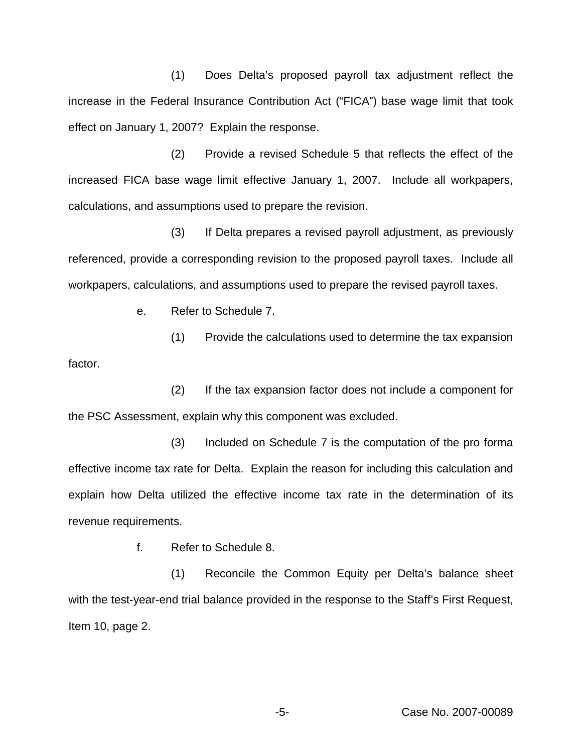(1) Does Delta's proposed payroll tax adjustment reflect the increase in the Federal Insurance Contribution Act ("FICA") base wage limit that took effect on January 1, 2007? Explain the response.

(2) Provide a revised Schedule 5 that reflects the effect of the increased FICA base wage limit effective January 1, 2007. Include all workpapers, calculations, and assumptions used to prepare the revision.

(3) If Delta prepares a revised payroll adjustment, as previously referenced, provide a corresponding revision to the proposed payroll taxes. Include all workpapers, calculations, and assumptions used to prepare the revised payroll taxes.

e. Refer to Schedule 7.

(1) Provide the calculations used to determine the tax expansion factor.

(2) If the tax expansion factor does not include a component for the PSC Assessment, explain why this component was excluded.

(3) Included on Schedule 7 is the computation of the pro forma effective income tax rate for Delta. Explain the reason for including this calculation and explain how Delta utilized the effective income tax rate in the determination of its revenue requirements.

f. Refer to Schedule 8.

(1) Reconcile the Common Equity per Delta's balance sheet with the test-year-end trial balance provided in the response to the Staff's First Request, Item 10, page 2.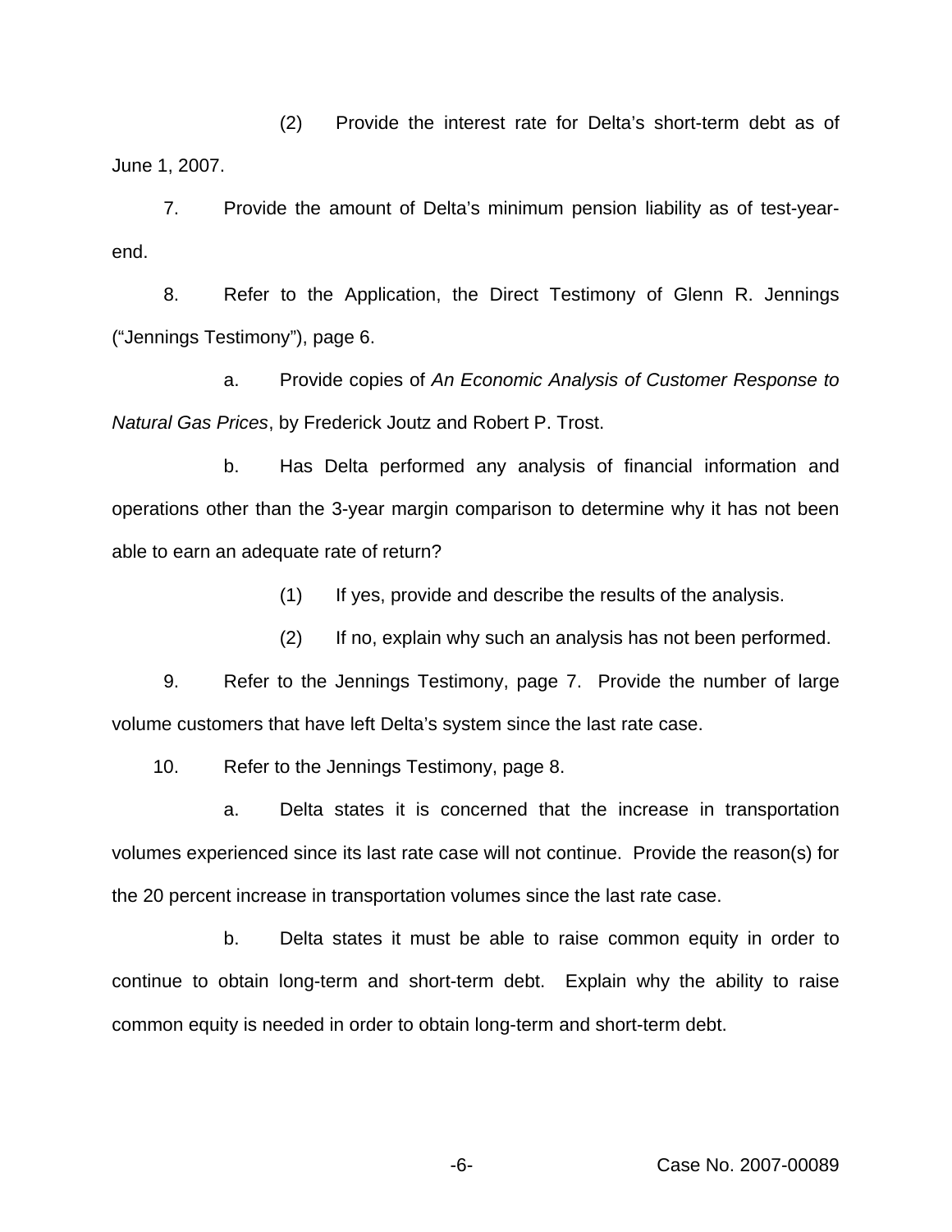(2) Provide the interest rate for Delta's short-term debt as of June 1, 2007.

7. Provide the amount of Delta's minimum pension liability as of test-year-end.

8. Refer to the Application, the Direct Testimony of Glenn R. Jennings ("Jennings Testimony"), page 6.

a. Provide copies of *An Economic Analysis of Customer Response to Natural Gas Prices*, by Frederick Joutz and Robert P. Trost.

b. Has Delta performed any analysis of financial information and operations other than the 3-year margin comparison to determine why it has not been able to earn an adequate rate of return?

(1) If yes, provide and describe the results of the analysis.

(2) If no, explain why such an analysis has not been performed.

9. Refer to the Jennings Testimony, page 7. Provide the number of large volume customers that have left Delta's system since the last rate case.

10. Refer to the Jennings Testimony, page 8.

a. Delta states it is concerned that the increase in transportation volumes experienced since its last rate case will not continue. Provide the reason(s) for the 20 percent increase in transportation volumes since the last rate case.

b. Delta states it must be able to raise common equity in order to continue to obtain long-term and short-term debt. Explain why the ability to raise common equity is needed in order to obtain long-term and short-term debt.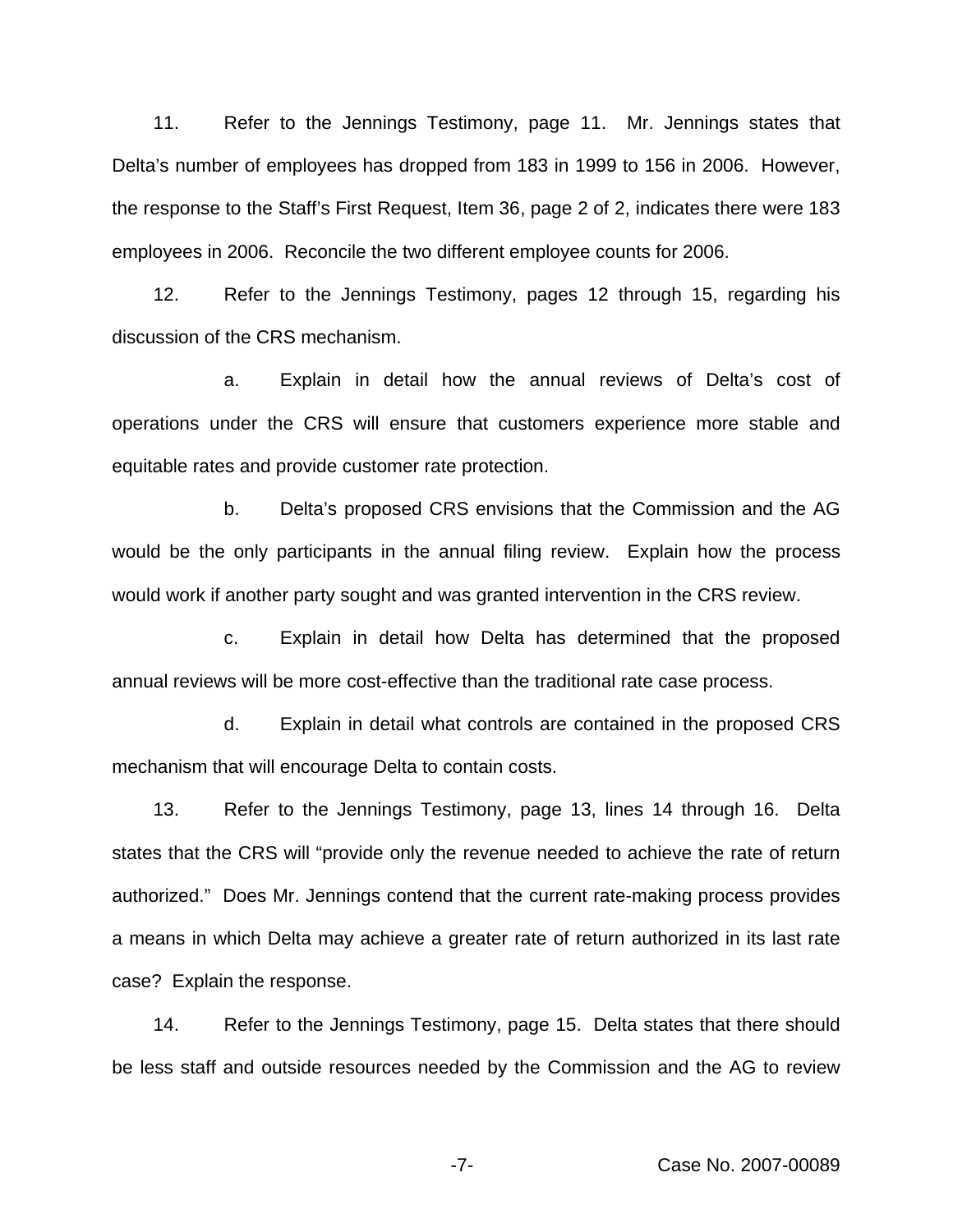11. Refer to the Jennings Testimony, page 11. Mr. Jennings states that Delta's number of employees has dropped from 183 in 1999 to 156 in 2006. However, the response to the Staff's First Request, Item 36, page 2 of 2, indicates there were 183 employees in 2006. Reconcile the two different employee counts for 2006.

12. Refer to the Jennings Testimony, pages 12 through 15, regarding his discussion of the CRS mechanism.

a. Explain in detail how the annual reviews of Delta's cost of operations under the CRS will ensure that customers experience more stable and equitable rates and provide customer rate protection.

b. Delta's proposed CRS envisions that the Commission and the AG would be the only participants in the annual filing review. Explain how the process would work if another party sought and was granted intervention in the CRS review.

c. Explain in detail how Delta has determined that the proposed annual reviews will be more cost-effective than the traditional rate case process.

d. Explain in detail what controls are contained in the proposed CRS mechanism that will encourage Delta to contain costs.

13. Refer to the Jennings Testimony, page 13, lines 14 through 16. Delta states that the CRS will "provide only the revenue needed to achieve the rate of return authorized." Does Mr. Jennings contend that the current rate-making process provides a means in which Delta may achieve a greater rate of return authorized in its last rate case? Explain the response.

14. Refer to the Jennings Testimony, page 15. Delta states that there should be less staff and outside resources needed by the Commission and the AG to review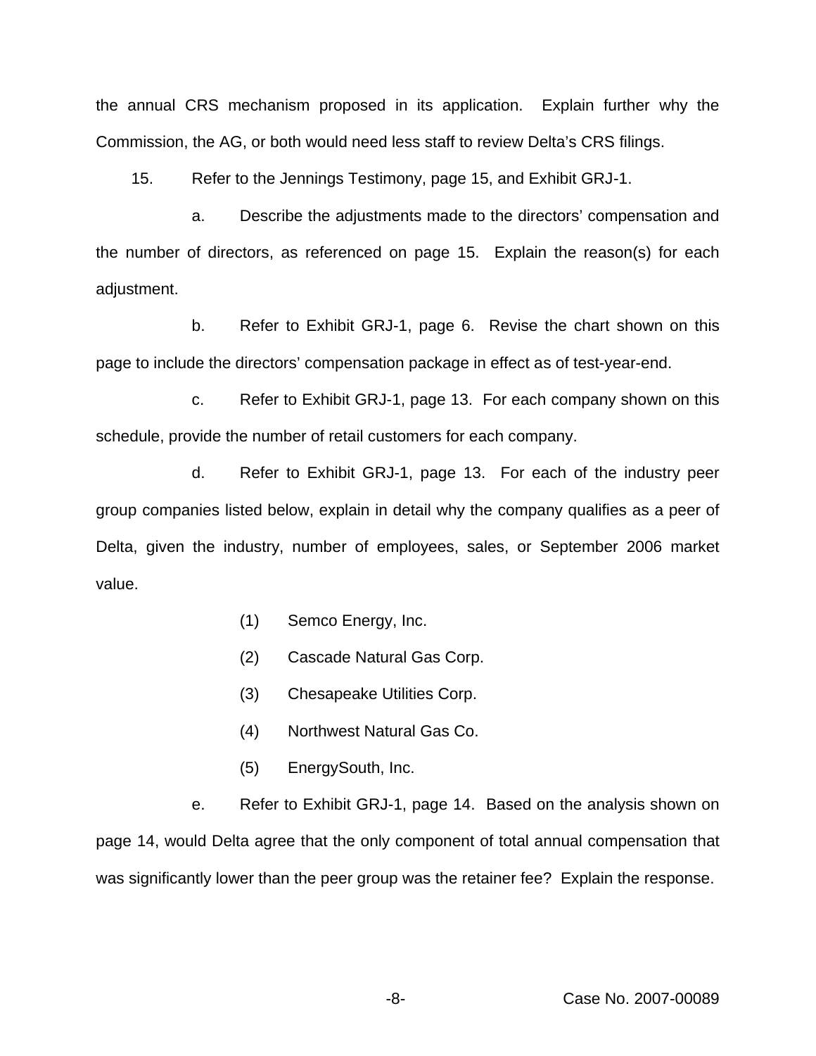the annual CRS mechanism proposed in its application. Explain further why the Commission, the AG, or both would need less staff to review Delta's CRS filings.

15. Refer to the Jennings Testimony, page 15, and Exhibit GRJ-1.

a. Describe the adjustments made to the directors' compensation and the number of directors, as referenced on page 15. Explain the reason(s) for each adjustment.

b. Refer to Exhibit GRJ-1, page 6. Revise the chart shown on this page to include the directors' compensation package in effect as of test-year-end.

c. Refer to Exhibit GRJ-1, page 13. For each company shown on this schedule, provide the number of retail customers for each company.

d. Refer to Exhibit GRJ-1, page 13. For each of the industry peer group companies listed below, explain in detail why the company qualifies as a peer of Delta, given the industry, number of employees, sales, or September 2006 market value.

(1) Semco Energy, Inc.

(2) Cascade Natural Gas Corp.

(3) Chesapeake Utilities Corp.

(4) Northwest Natural Gas Co.

(5) EnergySouth, Inc.

e. Refer to Exhibit GRJ-1, page 14. Based on the analysis shown on page 14, would Delta agree that the only component of total annual compensation that was significantly lower than the peer group was the retainer fee? Explain the response.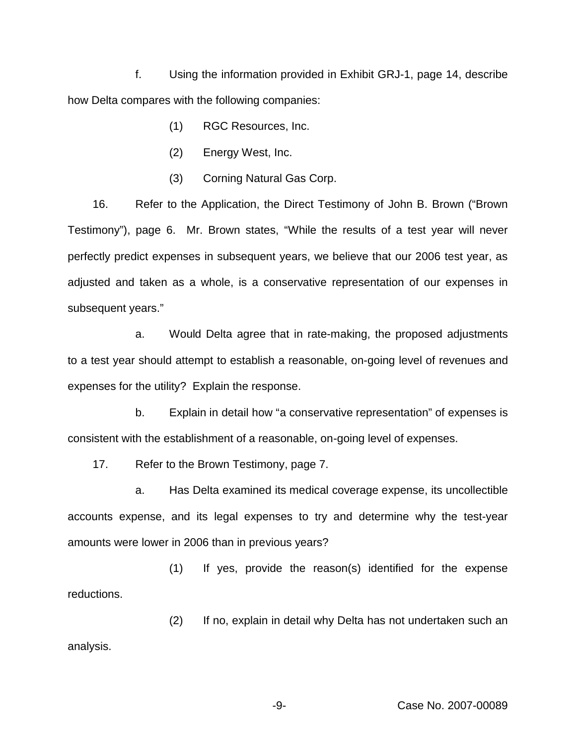f. Using the information provided in Exhibit GRJ-1, page 14, describe how Delta compares with the following companies:

(1) RGC Resources, Inc.

(2) Energy West, Inc.

(3) Corning Natural Gas Corp.

16. Refer to the Application, the Direct Testimony of John B. Brown ("Brown Testimony"), page 6. Mr. Brown states, "While the results of a test year will never perfectly predict expenses in subsequent years, we believe that our 2006 test year, as adjusted and taken as a whole, is a conservative representation of our expenses in subsequent years."

a. Would Delta agree that in rate-making, the proposed adjustments to a test year should attempt to establish a reasonable, on-going level of revenues and expenses for the utility? Explain the response.

b. Explain in detail how "a conservative representation" of expenses is consistent with the establishment of a reasonable, on-going level of expenses.

17. Refer to the Brown Testimony, page 7.

a. Has Delta examined its medical coverage expense, its uncollectible accounts expense, and its legal expenses to try and determine why the test-year amounts were lower in 2006 than in previous years?

(1) If yes, provide the reason(s) identified for the expense reductions.

(2) If no, explain in detail why Delta has not undertaken such an analysis.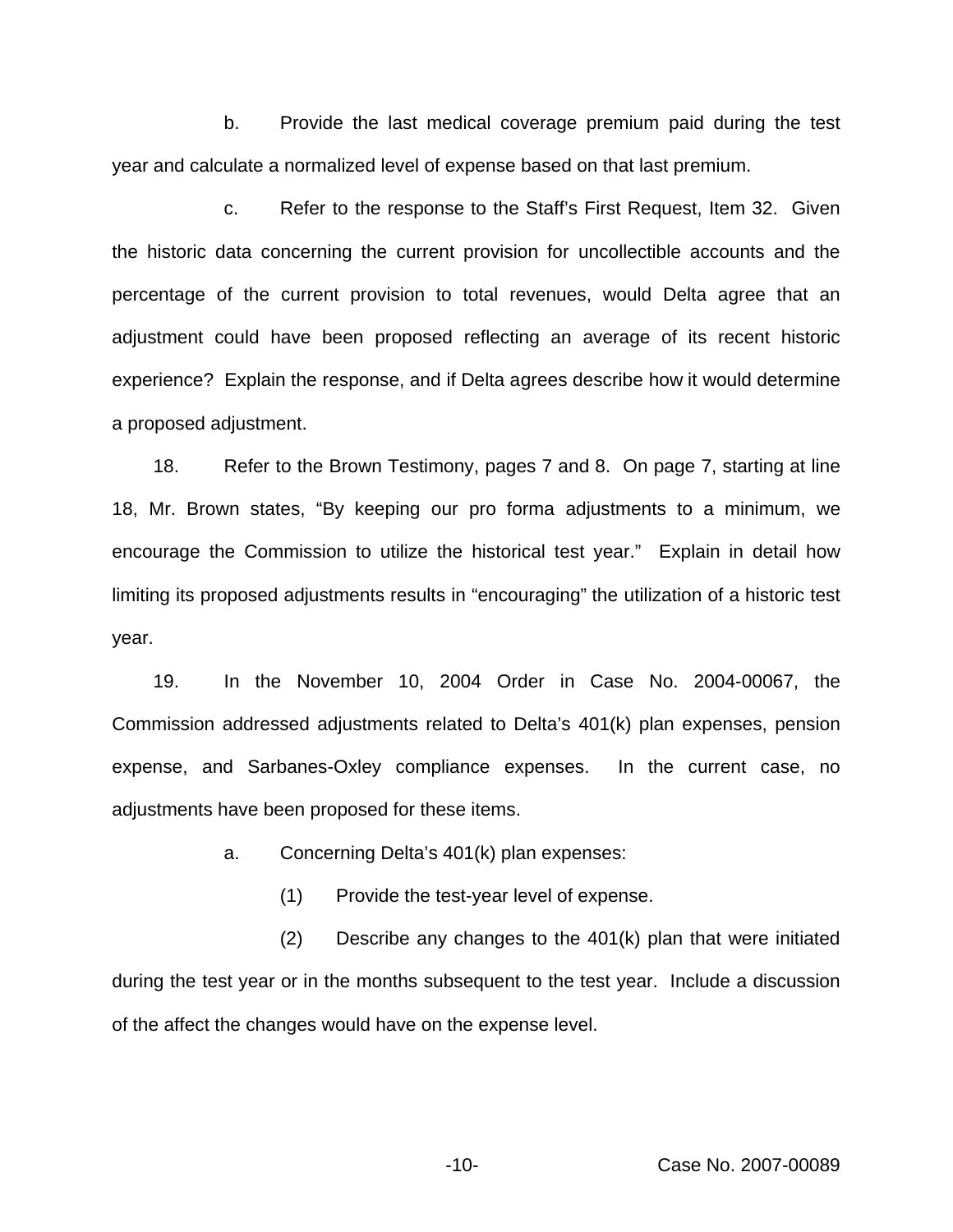b. Provide the last medical coverage premium paid during the test year and calculate a normalized level of expense based on that last premium.

c. Refer to the response to the Staff's First Request, Item 32. Given the historic data concerning the current provision for uncollectible accounts and the percentage of the current provision to total revenues, would Delta agree that an adjustment could have been proposed reflecting an average of its recent historic experience? Explain the response, and if Delta agrees describe how it would determine a proposed adjustment.

18. Refer to the Brown Testimony, pages 7 and 8. On page 7, starting at line 18, Mr. Brown states, "By keeping our pro forma adjustments to a minimum, we encourage the Commission to utilize the historical test year." Explain in detail how limiting its proposed adjustments results in "encouraging" the utilization of a historic test year.

19. In the November 10, 2004 Order in Case No. 2004-00067, the Commission addressed adjustments related to Delta's 401(k) plan expenses, pension expense, and Sarbanes-Oxley compliance expenses. In the current case, no adjustments have been proposed for these items.

a. Concerning Delta's 401(k) plan expenses:

(1) Provide the test-year level of expense.

(2) Describe any changes to the 401(k) plan that were initiated during the test year or in the months subsequent to the test year. Include a discussion of the affect the changes would have on the expense level.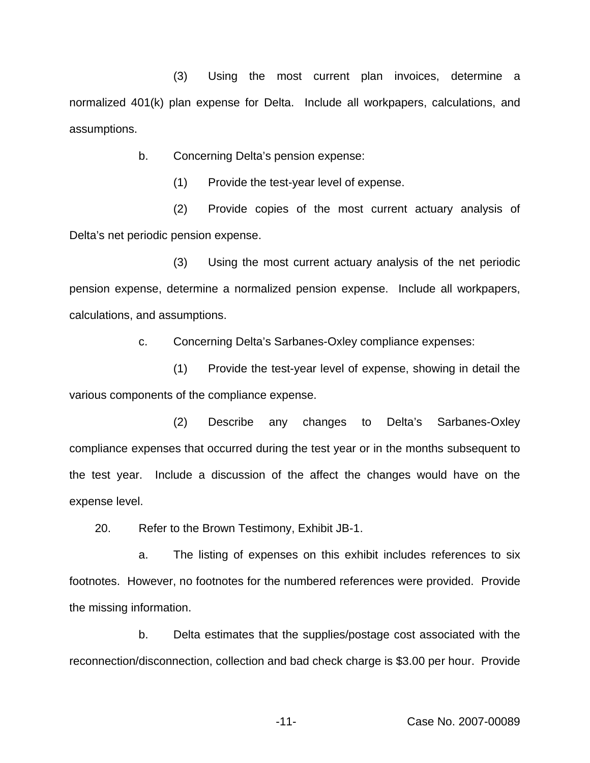(3) Using the most current plan invoices, determine a normalized 401(k) plan expense for Delta. Include all workpapers, calculations, and assumptions.

b. Concerning Delta's pension expense:

(1) Provide the test-year level of expense.

(2) Provide copies of the most current actuary analysis of Delta's net periodic pension expense.

(3) Using the most current actuary analysis of the net periodic pension expense, determine a normalized pension expense. Include all workpapers, calculations, and assumptions.

c. Concerning Delta's Sarbanes-Oxley compliance expenses:

(1) Provide the test-year level of expense, showing in detail the various components of the compliance expense.

(2) Describe any changes to Delta's Sarbanes-Oxley compliance expenses that occurred during the test year or in the months subsequent to the test year. Include a discussion of the affect the changes would have on the expense level.

20. Refer to the Brown Testimony, Exhibit JB-1.

a. The listing of expenses on this exhibit includes references to six footnotes. However, no footnotes for the numbered references were provided. Provide the missing information.

b. Delta estimates that the supplies/postage cost associated with the reconnection/disconnection, collection and bad check charge is $3.00 per hour. Provide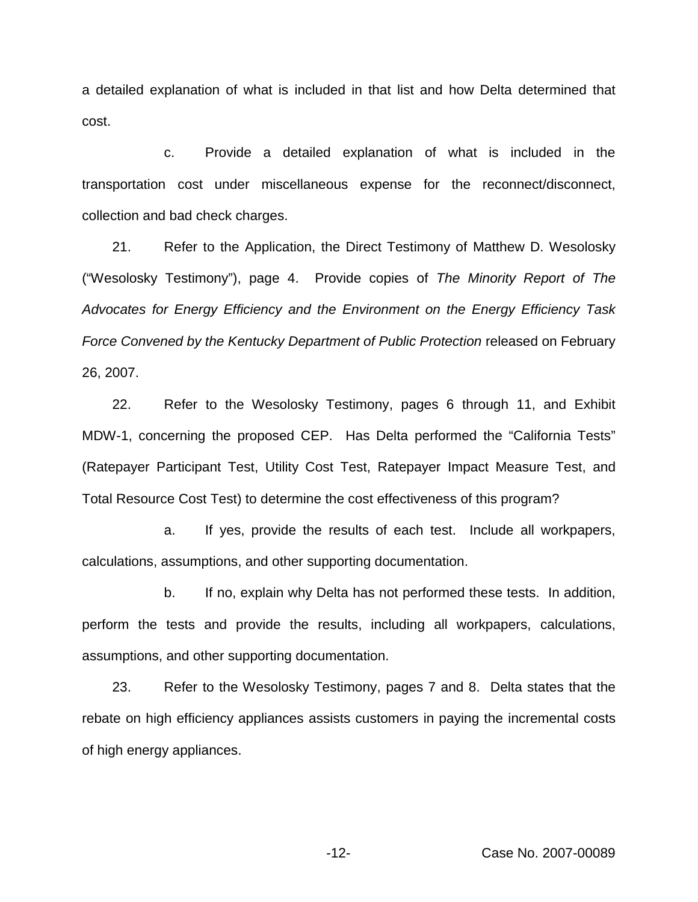a detailed explanation of what is included in that list and how Delta determined that cost.

c. Provide a detailed explanation of what is included in the transportation cost under miscellaneous expense for the reconnect/disconnect, collection and bad check charges.

21. Refer to the Application, the Direct Testimony of Matthew D. Wesolosky ("Wesolosky Testimony"), page 4. Provide copies of *The Minority Report of The Advocates for Energy Efficiency and the Environment on the Energy Efficiency Task Force Convened by the Kentucky Department of Public Protection* released on February 26, 2007.

22. Refer to the Wesolosky Testimony, pages 6 through 11, and Exhibit MDW-1, concerning the proposed CEP. Has Delta performed the "California Tests" (Ratepayer Participant Test, Utility Cost Test, Ratepayer Impact Measure Test, and Total Resource Cost Test) to determine the cost effectiveness of this program?

a. If yes, provide the results of each test. Include all workpapers, calculations, assumptions, and other supporting documentation.

b. If no, explain why Delta has not performed these tests. In addition, perform the tests and provide the results, including all workpapers, calculations, assumptions, and other supporting documentation.

23. Refer to the Wesolosky Testimony, pages 7 and 8. Delta states that the rebate on high efficiency appliances assists customers in paying the incremental costs of high energy appliances.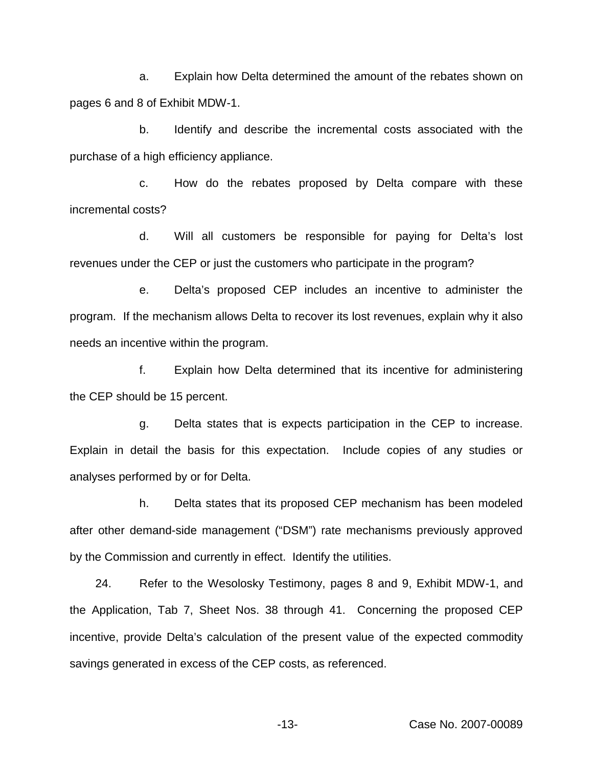a. Explain how Delta determined the amount of the rebates shown on pages 6 and 8 of Exhibit MDW-1.

b. Identify and describe the incremental costs associated with the purchase of a high efficiency appliance.

c. How do the rebates proposed by Delta compare with these incremental costs?

d. Will all customers be responsible for paying for Delta's lost revenues under the CEP or just the customers who participate in the program?

e. Delta's proposed CEP includes an incentive to administer the program. If the mechanism allows Delta to recover its lost revenues, explain why it also needs an incentive within the program.

f. Explain how Delta determined that its incentive for administering the CEP should be 15 percent.

g. Delta states that is expects participation in the CEP to increase. Explain in detail the basis for this expectation. Include copies of any studies or analyses performed by or for Delta.

h. Delta states that its proposed CEP mechanism has been modeled after other demand-side management ("DSM") rate mechanisms previously approved by the Commission and currently in effect. Identify the utilities.

24. Refer to the Wesolosky Testimony, pages 8 and 9, Exhibit MDW-1, and the Application, Tab 7, Sheet Nos. 38 through 41. Concerning the proposed CEP incentive, provide Delta's calculation of the present value of the expected commodity savings generated in excess of the CEP costs, as referenced.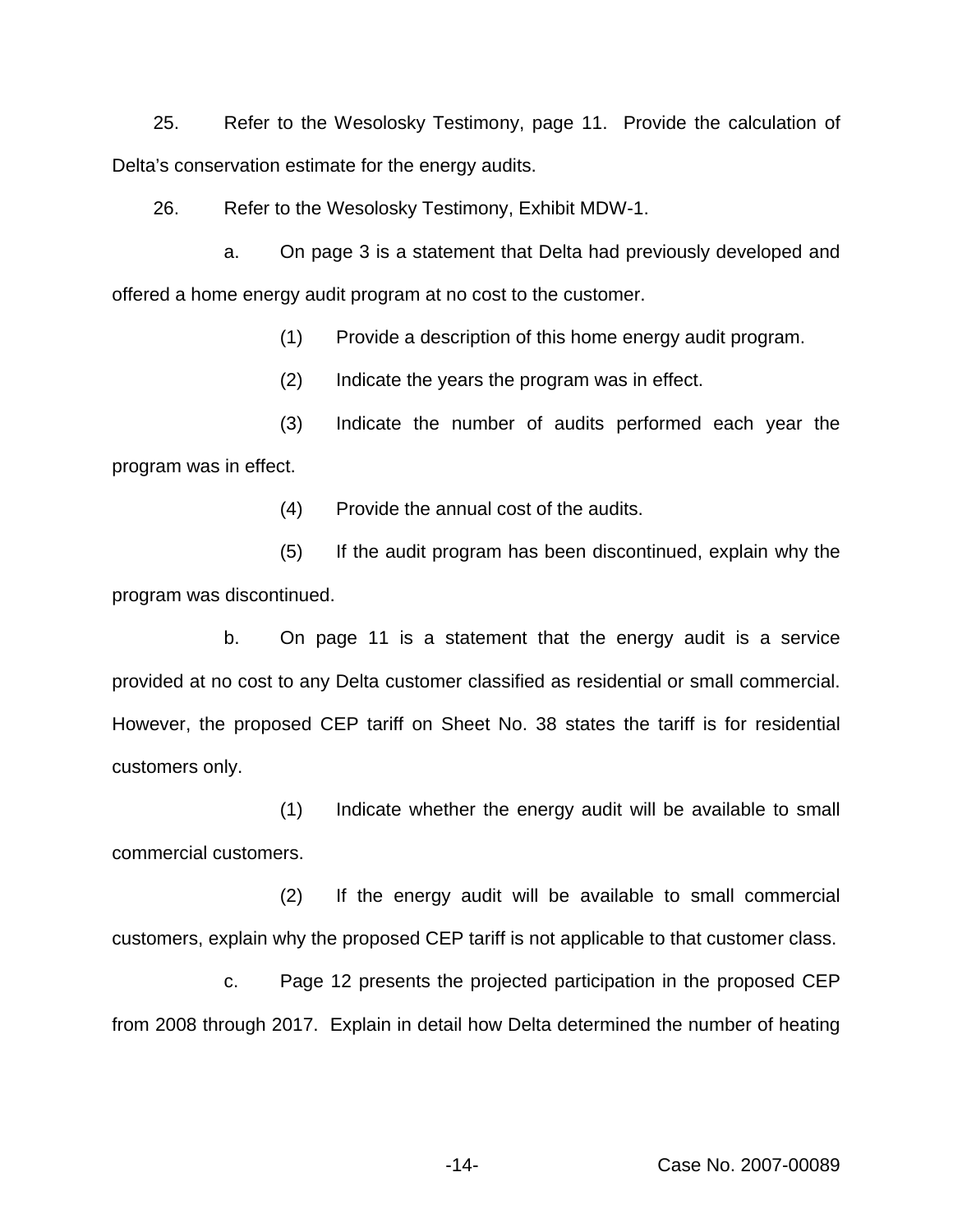25. Refer to the Wesolosky Testimony, page 11. Provide the calculation of Delta's conservation estimate for the energy audits.

26. Refer to the Wesolosky Testimony, Exhibit MDW-1.

a. On page 3 is a statement that Delta had previously developed and offered a home energy audit program at no cost to the customer.

(1) Provide a description of this home energy audit program.

(2) Indicate the years the program was in effect.

(3) Indicate the number of audits performed each year the program was in effect.

(4) Provide the annual cost of the audits.

(5) If the audit program has been discontinued, explain why the program was discontinued.

b. On page 11 is a statement that the energy audit is a service provided at no cost to any Delta customer classified as residential or small commercial. However, the proposed CEP tariff on Sheet No. 38 states the tariff is for residential customers only.

(1) Indicate whether the energy audit will be available to small commercial customers.

(2) If the energy audit will be available to small commercial customers, explain why the proposed CEP tariff is not applicable to that customer class.

c. Page 12 presents the projected participation in the proposed CEP from 2008 through 2017. Explain in detail how Delta determined the number of heating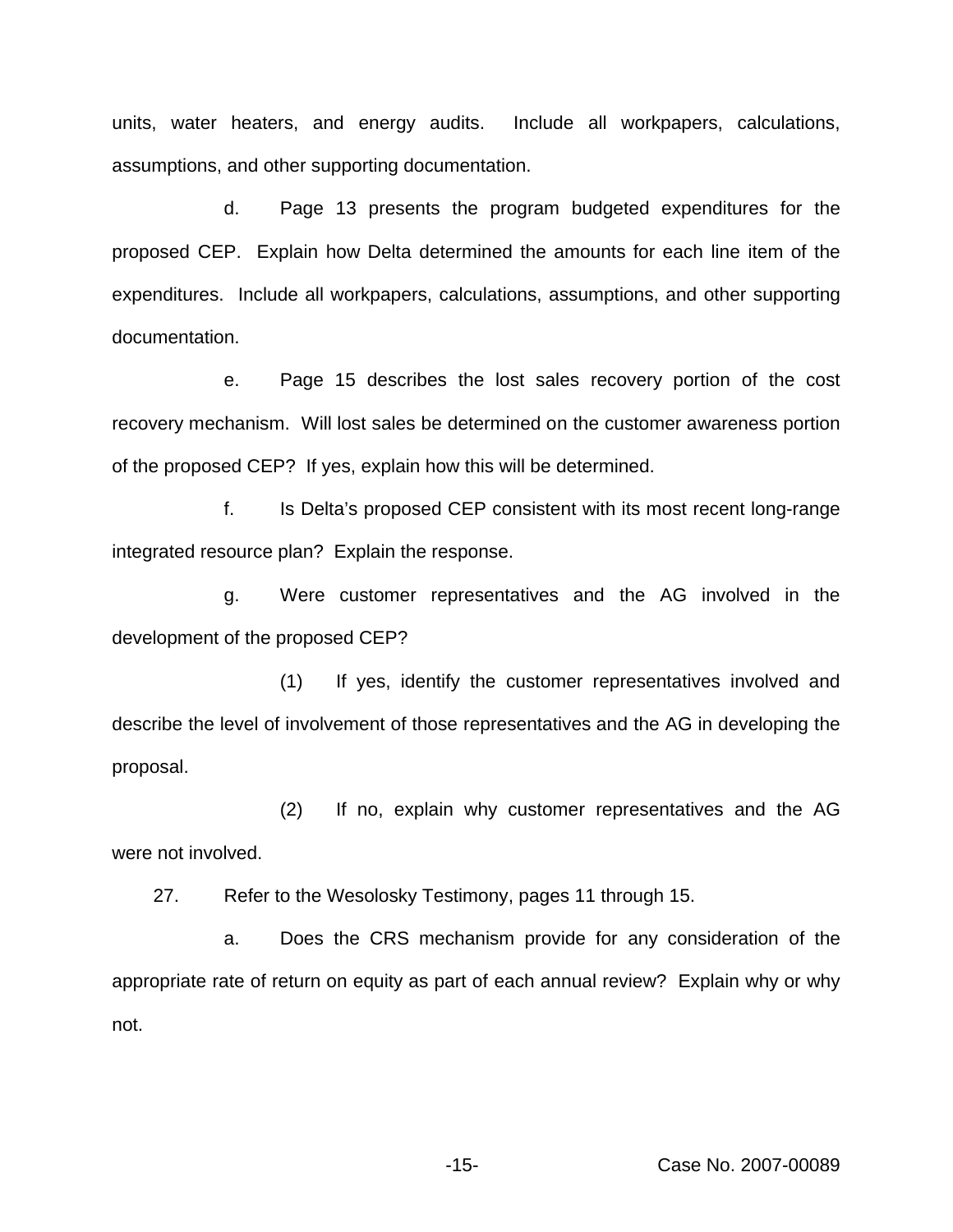units, water heaters, and energy audits. Include all workpapers, calculations, assumptions, and other supporting documentation.

d. Page 13 presents the program budgeted expenditures for the proposed CEP. Explain how Delta determined the amounts for each line item of the expenditures. Include all workpapers, calculations, assumptions, and other supporting documentation.

e. Page 15 describes the lost sales recovery portion of the cost recovery mechanism. Will lost sales be determined on the customer awareness portion of the proposed CEP? If yes, explain how this will be determined.

f. Is Delta's proposed CEP consistent with its most recent long-range integrated resource plan? Explain the response.

g. Were customer representatives and the AG involved in the development of the proposed CEP?

(1) If yes, identify the customer representatives involved and describe the level of involvement of those representatives and the AG in developing the proposal.

(2) If no, explain why customer representatives and the AG were not involved.

27. Refer to the Wesolosky Testimony, pages 11 through 15.

a. Does the CRS mechanism provide for any consideration of the appropriate rate of return on equity as part of each annual review? Explain why or why not.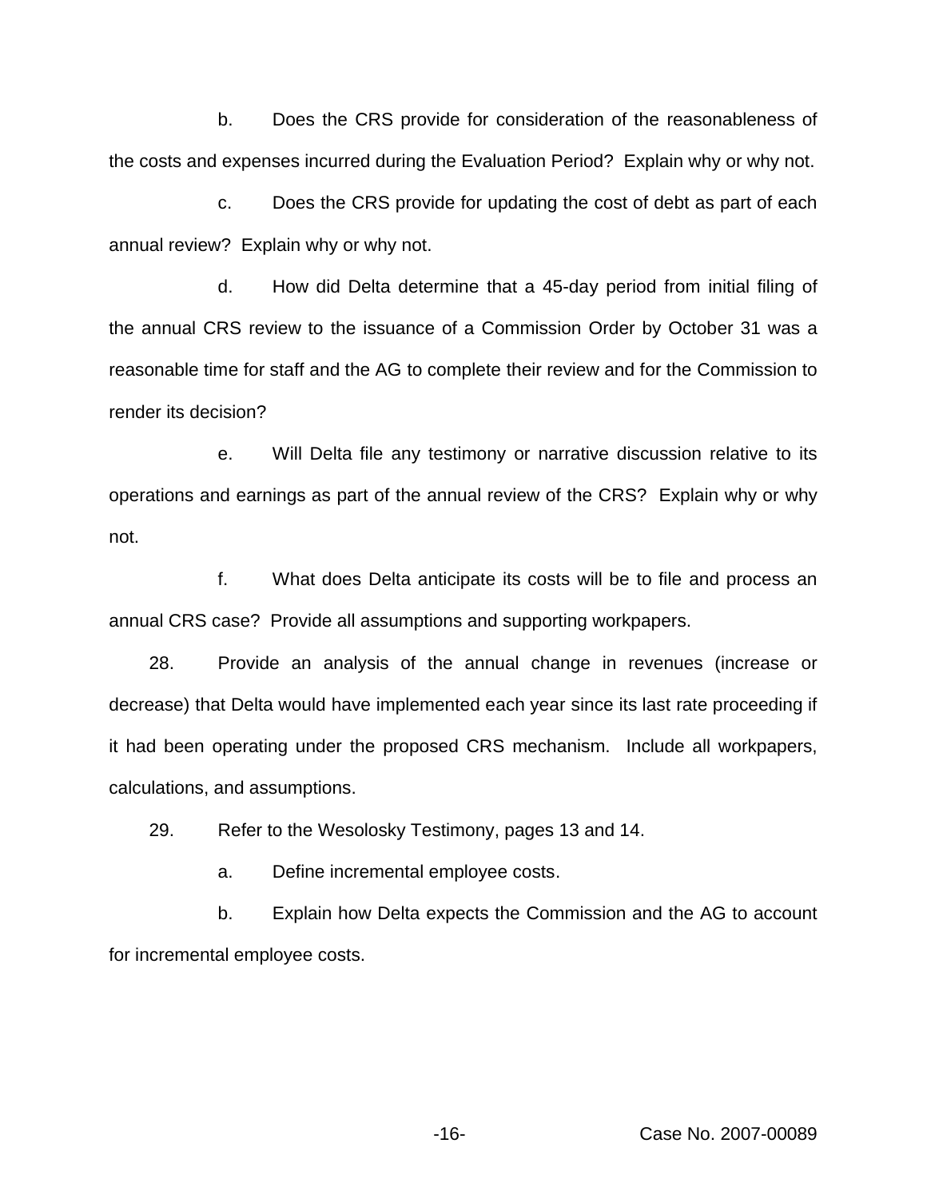b. Does the CRS provide for consideration of the reasonableness of the costs and expenses incurred during the Evaluation Period? Explain why or why not.

c. Does the CRS provide for updating the cost of debt as part of each annual review? Explain why or why not.

d. How did Delta determine that a 45-day period from initial filing of the annual CRS review to the issuance of a Commission Order by October 31 was a reasonable time for staff and the AG to complete their review and for the Commission to render its decision?

e. Will Delta file any testimony or narrative discussion relative to its operations and earnings as part of the annual review of the CRS? Explain why or why not.

f. What does Delta anticipate its costs will be to file and process an annual CRS case? Provide all assumptions and supporting workpapers.

28. Provide an analysis of the annual change in revenues (increase or decrease) that Delta would have implemented each year since its last rate proceeding if it had been operating under the proposed CRS mechanism. Include all workpapers, calculations, and assumptions.

29. Refer to the Wesolosky Testimony, pages 13 and 14.

a. Define incremental employee costs.

b. Explain how Delta expects the Commission and the AG to account for incremental employee costs.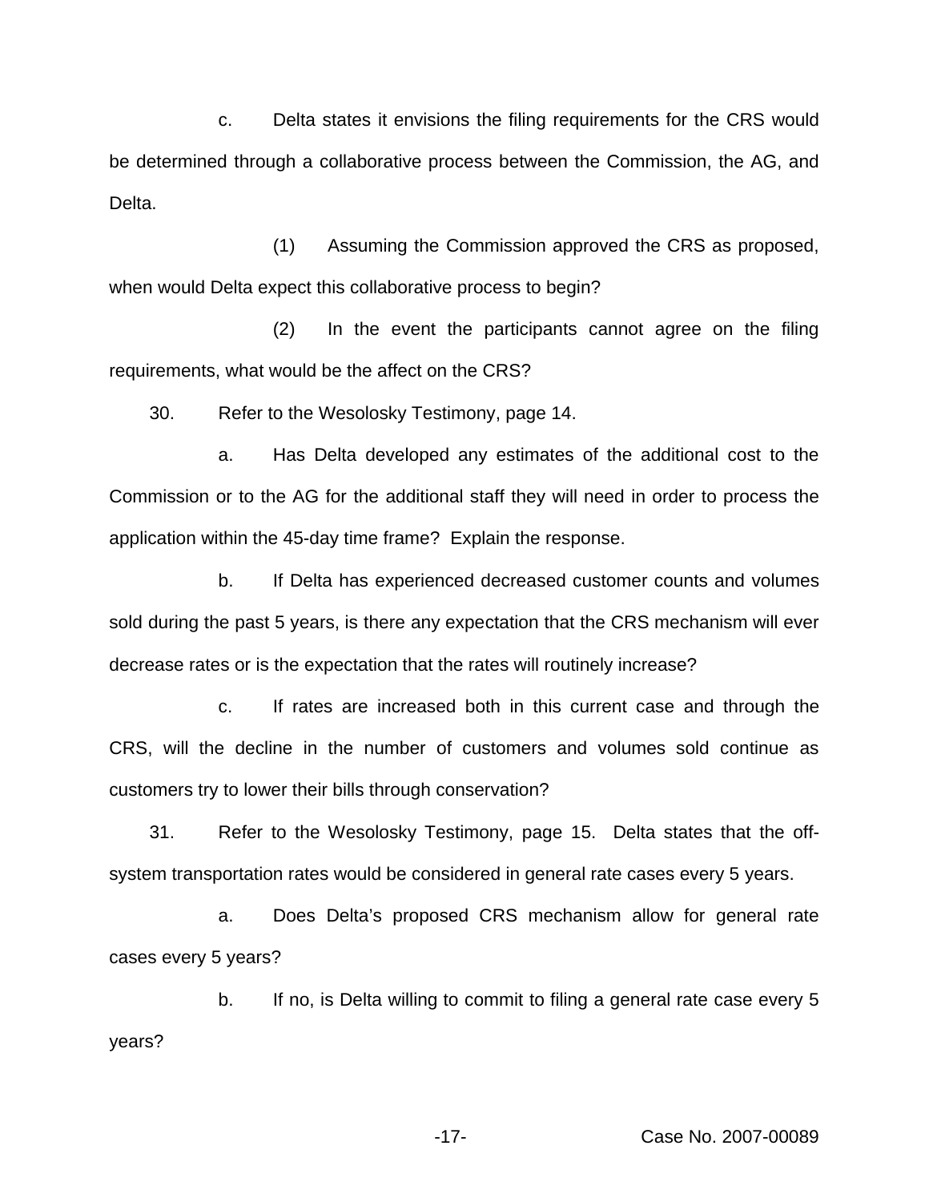c. Delta states it envisions the filing requirements for the CRS would be determined through a collaborative process between the Commission, the AG, and Delta.

(1) Assuming the Commission approved the CRS as proposed, when would Delta expect this collaborative process to begin?

(2) In the event the participants cannot agree on the filing requirements, what would be the affect on the CRS?

30. Refer to the Wesolosky Testimony, page 14.

a. Has Delta developed any estimates of the additional cost to the Commission or to the AG for the additional staff they will need in order to process the application within the 45-day time frame? Explain the response.

b. If Delta has experienced decreased customer counts and volumes sold during the past 5 years, is there any expectation that the CRS mechanism will ever decrease rates or is the expectation that the rates will routinely increase?

c. If rates are increased both in this current case and through the CRS, will the decline in the number of customers and volumes sold continue as customers try to lower their bills through conservation?

31. Refer to the Wesolosky Testimony, page 15. Delta states that the off-system transportation rates would be considered in general rate cases every 5 years.

a. Does Delta's proposed CRS mechanism allow for general rate cases every 5 years?

b. If no, is Delta willing to commit to filing a general rate case every 5 years?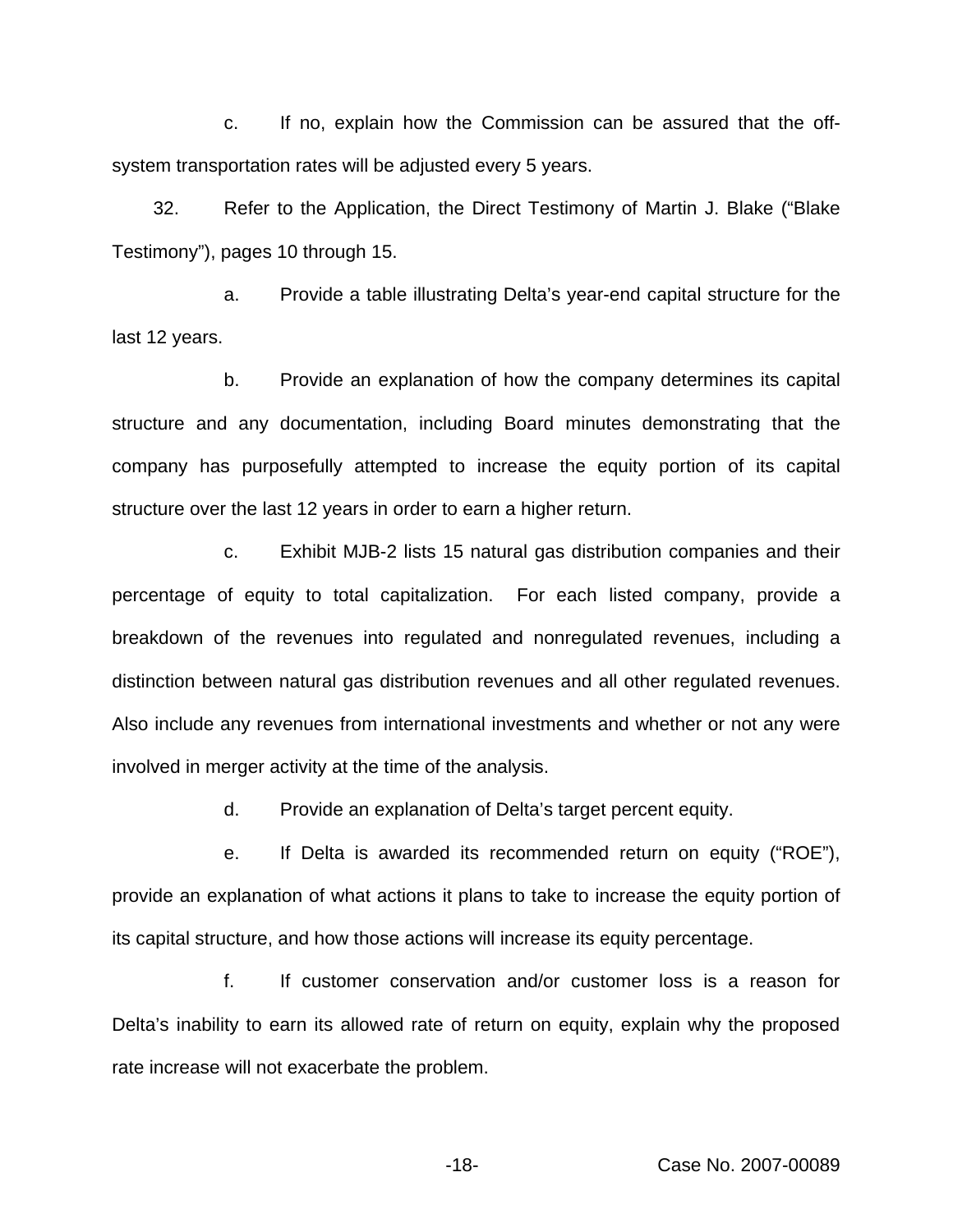c. If no, explain how the Commission can be assured that the off-system transportation rates will be adjusted every 5 years.

32. Refer to the Application, the Direct Testimony of Martin J. Blake ("Blake Testimony"), pages 10 through 15.

a. Provide a table illustrating Delta's year-end capital structure for the last 12 years.

b. Provide an explanation of how the company determines its capital structure and any documentation, including Board minutes demonstrating that the company has purposefully attempted to increase the equity portion of its capital structure over the last 12 years in order to earn a higher return.

c. Exhibit MJB-2 lists 15 natural gas distribution companies and their percentage of equity to total capitalization. For each listed company, provide a breakdown of the revenues into regulated and nonregulated revenues, including a distinction between natural gas distribution revenues and all other regulated revenues. Also include any revenues from international investments and whether or not any were involved in merger activity at the time of the analysis.

d. Provide an explanation of Delta's target percent equity.

e. If Delta is awarded its recommended return on equity ("ROE"), provide an explanation of what actions it plans to take to increase the equity portion of its capital structure, and how those actions will increase its equity percentage.

f. If customer conservation and/or customer loss is a reason for Delta's inability to earn its allowed rate of return on equity, explain why the proposed rate increase will not exacerbate the problem.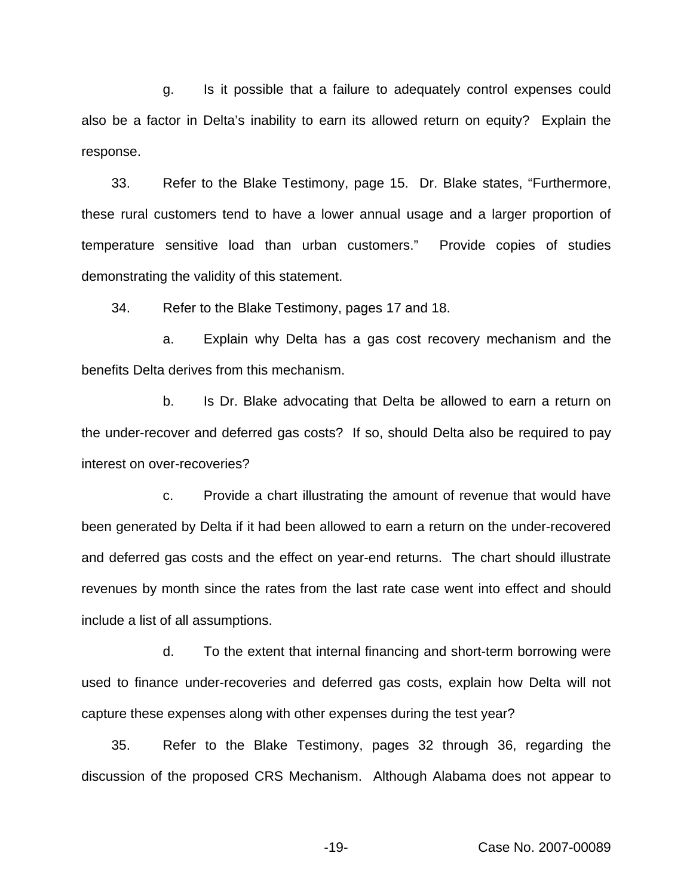g. Is it possible that a failure to adequately control expenses could also be a factor in Delta's inability to earn its allowed return on equity? Explain the response.

33. Refer to the Blake Testimony, page 15. Dr. Blake states, "Furthermore, these rural customers tend to have a lower annual usage and a larger proportion of temperature sensitive load than urban customers." Provide copies of studies demonstrating the validity of this statement.

34. Refer to the Blake Testimony, pages 17 and 18.

a. Explain why Delta has a gas cost recovery mechanism and the benefits Delta derives from this mechanism.

b. Is Dr. Blake advocating that Delta be allowed to earn a return on the under-recover and deferred gas costs? If so, should Delta also be required to pay interest on over-recoveries?

c. Provide a chart illustrating the amount of revenue that would have been generated by Delta if it had been allowed to earn a return on the under-recovered and deferred gas costs and the effect on year-end returns. The chart should illustrate revenues by month since the rates from the last rate case went into effect and should include a list of all assumptions.

d. To the extent that internal financing and short-term borrowing were used to finance under-recoveries and deferred gas costs, explain how Delta will not capture these expenses along with other expenses during the test year?

35. Refer to the Blake Testimony, pages 32 through 36, regarding the discussion of the proposed CRS Mechanism. Although Alabama does not appear to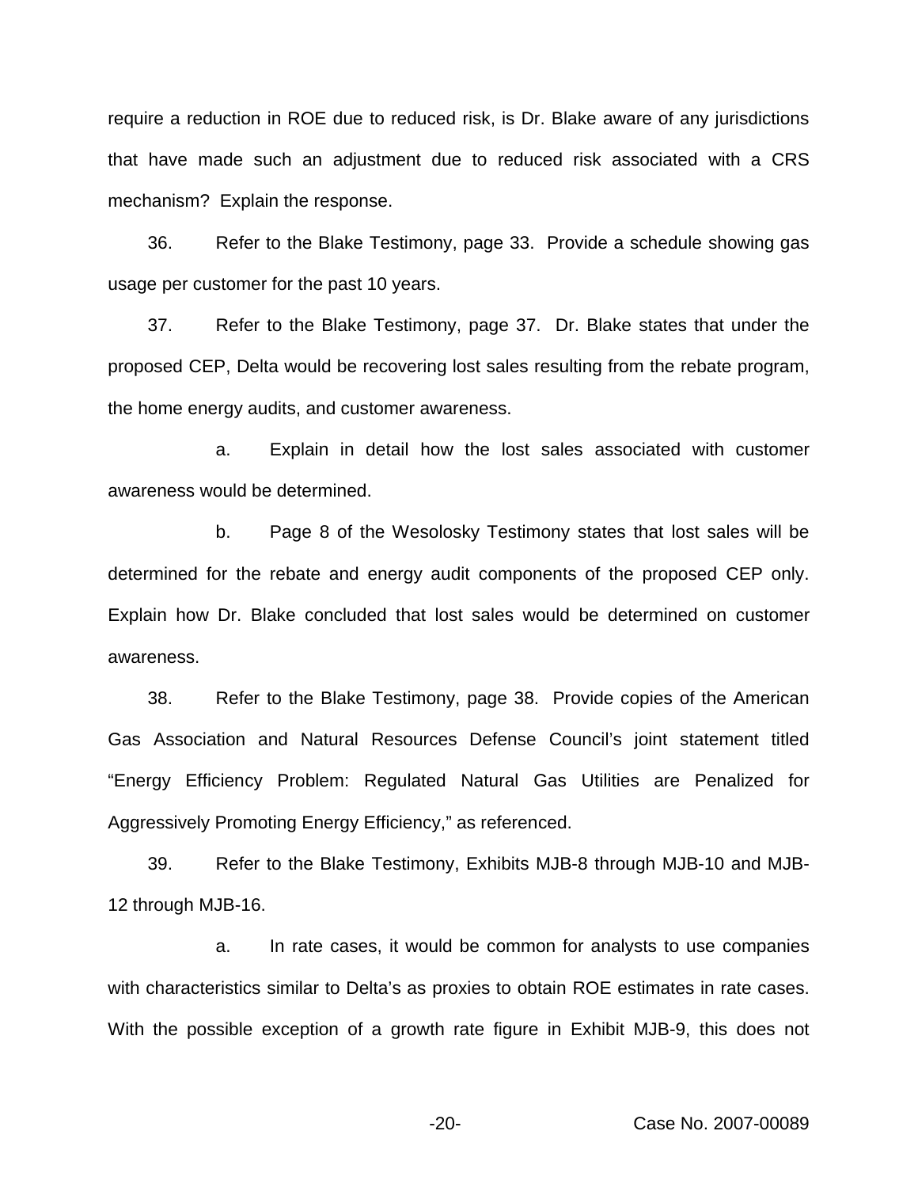require a reduction in ROE due to reduced risk, is Dr. Blake aware of any jurisdictions that have made such an adjustment due to reduced risk associated with a CRS mechanism? Explain the response.

36. Refer to the Blake Testimony, page 33. Provide a schedule showing gas usage per customer for the past 10 years.

37. Refer to the Blake Testimony, page 37. Dr. Blake states that under the proposed CEP, Delta would be recovering lost sales resulting from the rebate program, the home energy audits, and customer awareness.

a. Explain in detail how the lost sales associated with customer awareness would be determined.

b. Page 8 of the Wesolosky Testimony states that lost sales will be determined for the rebate and energy audit components of the proposed CEP only. Explain how Dr. Blake concluded that lost sales would be determined on customer awareness.

38. Refer to the Blake Testimony, page 38. Provide copies of the American Gas Association and Natural Resources Defense Council's joint statement titled "Energy Efficiency Problem: Regulated Natural Gas Utilities are Penalized for Aggressively Promoting Energy Efficiency," as referenced.

39. Refer to the Blake Testimony, Exhibits MJB-8 through MJB-10 and MJB-12 through MJB-16.

a. In rate cases, it would be common for analysts to use companies with characteristics similar to Delta's as proxies to obtain ROE estimates in rate cases. With the possible exception of a growth rate figure in Exhibit MJB-9, this does not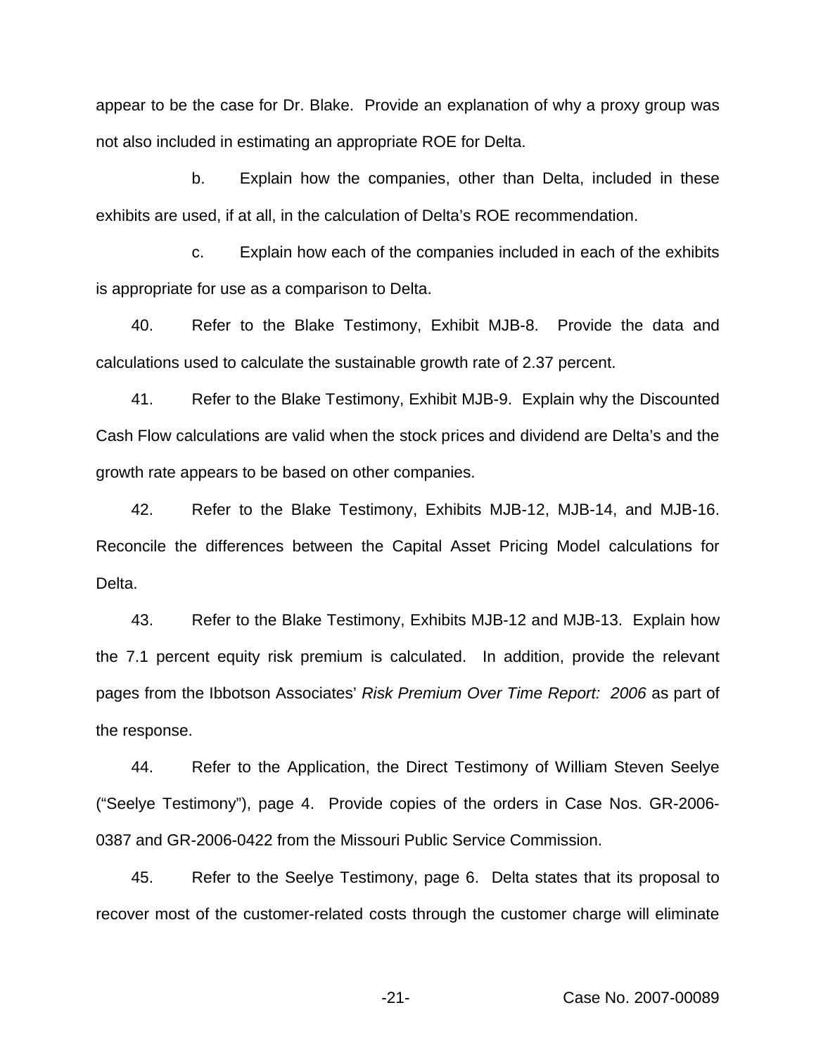appear to be the case for Dr. Blake. Provide an explanation of why a proxy group was not also included in estimating an appropriate ROE for Delta.

b. Explain how the companies, other than Delta, included in these exhibits are used, if at all, in the calculation of Delta's ROE recommendation.

c. Explain how each of the companies included in each of the exhibits is appropriate for use as a comparison to Delta.

40. Refer to the Blake Testimony, Exhibit MJB-8. Provide the data and calculations used to calculate the sustainable growth rate of 2.37 percent.

41. Refer to the Blake Testimony, Exhibit MJB-9. Explain why the Discounted Cash Flow calculations are valid when the stock prices and dividend are Delta's and the growth rate appears to be based on other companies.

42. Refer to the Blake Testimony, Exhibits MJB-12, MJB-14, and MJB-16. Reconcile the differences between the Capital Asset Pricing Model calculations for Delta.

43. Refer to the Blake Testimony, Exhibits MJB-12 and MJB-13. Explain how the 7.1 percent equity risk premium is calculated. In addition, provide the relevant pages from the Ibbotson Associates' *Risk Premium Over Time Report: 2006* as part of the response.

44. Refer to the Application, the Direct Testimony of William Steven Seelye ("Seelye Testimony"), page 4. Provide copies of the orders in Case Nos. GR-2006-0387 and GR-2006-0422 from the Missouri Public Service Commission.

45. Refer to the Seelye Testimony, page 6. Delta states that its proposal to recover most of the customer-related costs through the customer charge will eliminate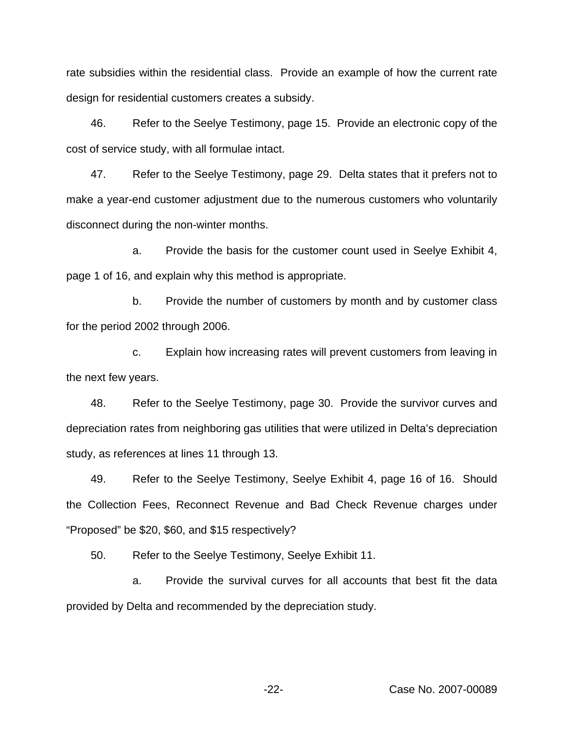rate subsidies within the residential class. Provide an example of how the current rate design for residential customers creates a subsidy.

46. Refer to the Seelye Testimony, page 15. Provide an electronic copy of the cost of service study, with all formulae intact.

47. Refer to the Seelye Testimony, page 29. Delta states that it prefers not to make a year-end customer adjustment due to the numerous customers who voluntarily disconnect during the non-winter months.

a. Provide the basis for the customer count used in Seelye Exhibit 4, page 1 of 16, and explain why this method is appropriate.

b. Provide the number of customers by month and by customer class for the period 2002 through 2006.

c. Explain how increasing rates will prevent customers from leaving in the next few years.

48. Refer to the Seelye Testimony, page 30. Provide the survivor curves and depreciation rates from neighboring gas utilities that were utilized in Delta's depreciation study, as references at lines 11 through 13.

49. Refer to the Seelye Testimony, Seelye Exhibit 4, page 16 of 16. Should the Collection Fees, Reconnect Revenue and Bad Check Revenue charges under "Proposed" be $20, $60, and $15 respectively?

50. Refer to the Seelye Testimony, Seelye Exhibit 11.

a. Provide the survival curves for all accounts that best fit the data provided by Delta and recommended by the depreciation study.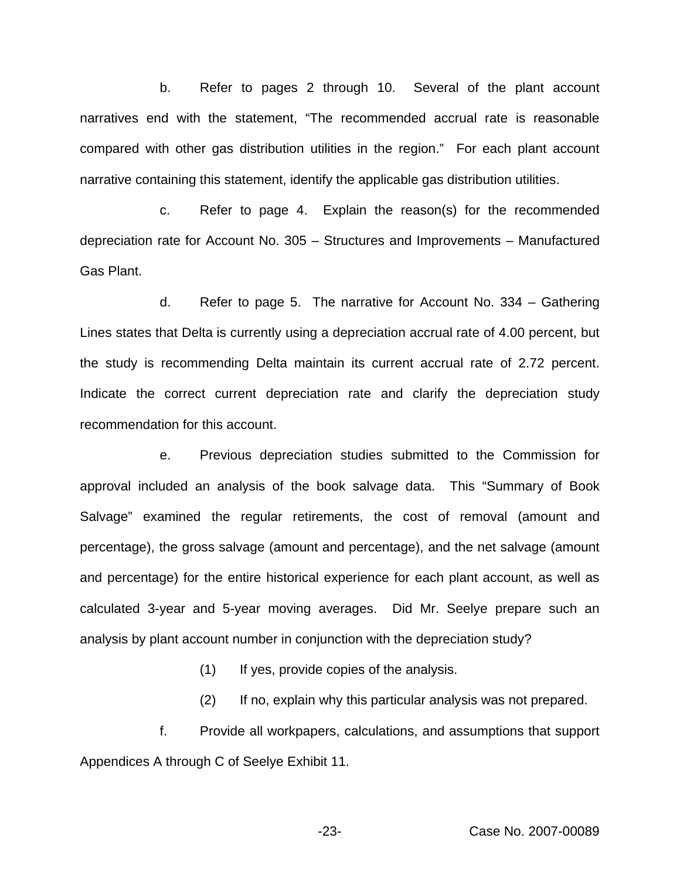b. Refer to pages 2 through 10. Several of the plant account narratives end with the statement, "The recommended accrual rate is reasonable compared with other gas distribution utilities in the region." For each plant account narrative containing this statement, identify the applicable gas distribution utilities.

c. Refer to page 4. Explain the reason(s) for the recommended depreciation rate for Account No. 305 – Structures and Improvements – Manufactured Gas Plant.

d. Refer to page 5. The narrative for Account No. 334 – Gathering Lines states that Delta is currently using a depreciation accrual rate of 4.00 percent, but the study is recommending Delta maintain its current accrual rate of 2.72 percent. Indicate the correct current depreciation rate and clarify the depreciation study recommendation for this account.

e. Previous depreciation studies submitted to the Commission for approval included an analysis of the book salvage data. This "Summary of Book Salvage" examined the regular retirements, the cost of removal (amount and percentage), the gross salvage (amount and percentage), and the net salvage (amount and percentage) for the entire historical experience for each plant account, as well as calculated 3-year and 5-year moving averages. Did Mr. Seelye prepare such an analysis by plant account number in conjunction with the depreciation study?

(1) If yes, provide copies of the analysis.

(2) If no, explain why this particular analysis was not prepared.

f. Provide all workpapers, calculations, and assumptions that support Appendices A through C of Seelye Exhibit 11.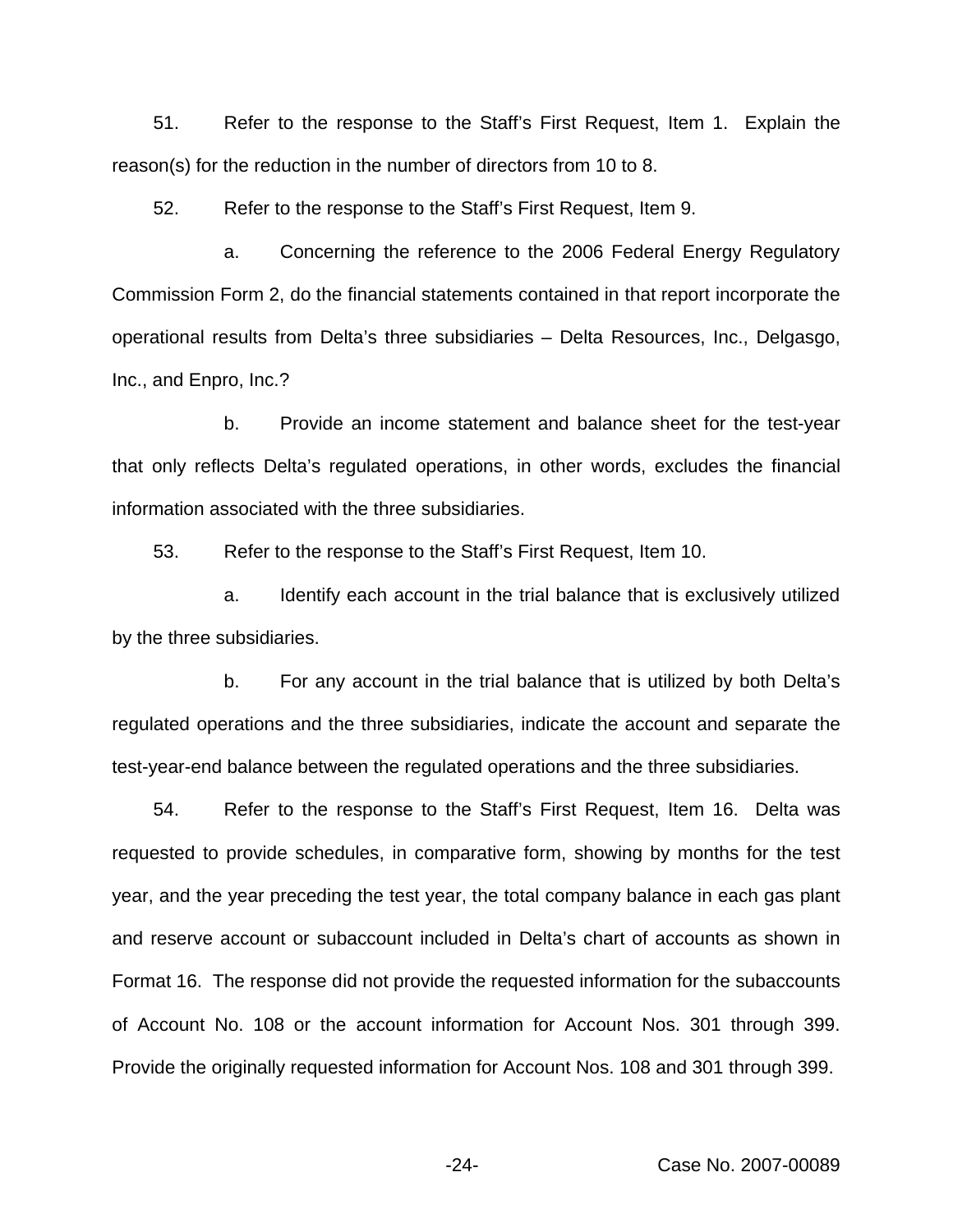51. Refer to the response to the Staff's First Request, Item 1. Explain the reason(s) for the reduction in the number of directors from 10 to 8.

52. Refer to the response to the Staff's First Request, Item 9.

a. Concerning the reference to the 2006 Federal Energy Regulatory Commission Form 2, do the financial statements contained in that report incorporate the operational results from Delta's three subsidiaries – Delta Resources, Inc., Delgasgo, Inc., and Enpro, Inc.?

b. Provide an income statement and balance sheet for the test-year that only reflects Delta's regulated operations, in other words, excludes the financial information associated with the three subsidiaries.

53. Refer to the response to the Staff's First Request, Item 10.

a. Identify each account in the trial balance that is exclusively utilized by the three subsidiaries.

b. For any account in the trial balance that is utilized by both Delta's regulated operations and the three subsidiaries, indicate the account and separate the test-year-end balance between the regulated operations and the three subsidiaries.

54. Refer to the response to the Staff's First Request, Item 16. Delta was requested to provide schedules, in comparative form, showing by months for the test year, and the year preceding the test year, the total company balance in each gas plant and reserve account or subaccount included in Delta's chart of accounts as shown in Format 16. The response did not provide the requested information for the subaccounts of Account No. 108 or the account information for Account Nos. 301 through 399. Provide the originally requested information for Account Nos. 108 and 301 through 399.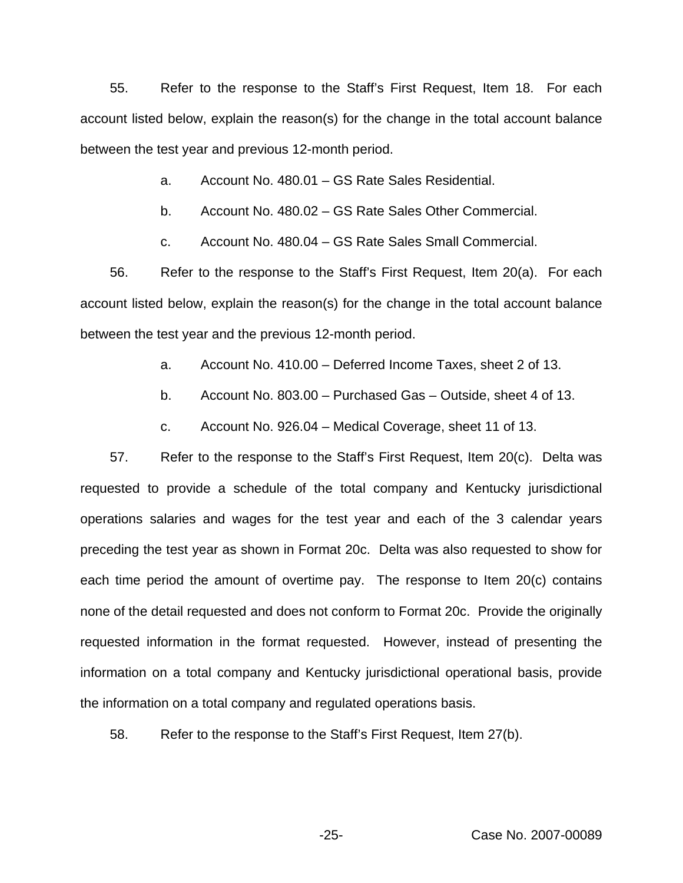55. Refer to the response to the Staff's First Request, Item 18. For each account listed below, explain the reason(s) for the change in the total account balance between the test year and previous 12-month period.

a. Account No. 480.01 – GS Rate Sales Residential.

b. Account No. 480.02 – GS Rate Sales Other Commercial.

c. Account No. 480.04 – GS Rate Sales Small Commercial.

56. Refer to the response to the Staff's First Request, Item 20(a). For each account listed below, explain the reason(s) for the change in the total account balance between the test year and the previous 12-month period.

a. Account No. 410.00 – Deferred Income Taxes, sheet 2 of 13.

b. Account No. 803.00 – Purchased Gas – Outside, sheet 4 of 13.

c. Account No. 926.04 – Medical Coverage, sheet 11 of 13.

57. Refer to the response to the Staff's First Request, Item 20(c). Delta was requested to provide a schedule of the total company and Kentucky jurisdictional operations salaries and wages for the test year and each of the 3 calendar years preceding the test year as shown in Format 20c. Delta was also requested to show for each time period the amount of overtime pay. The response to Item 20(c) contains none of the detail requested and does not conform to Format 20c. Provide the originally requested information in the format requested. However, instead of presenting the information on a total company and Kentucky jurisdictional operational basis, provide the information on a total company and regulated operations basis.

58. Refer to the response to the Staff's First Request, Item 27(b).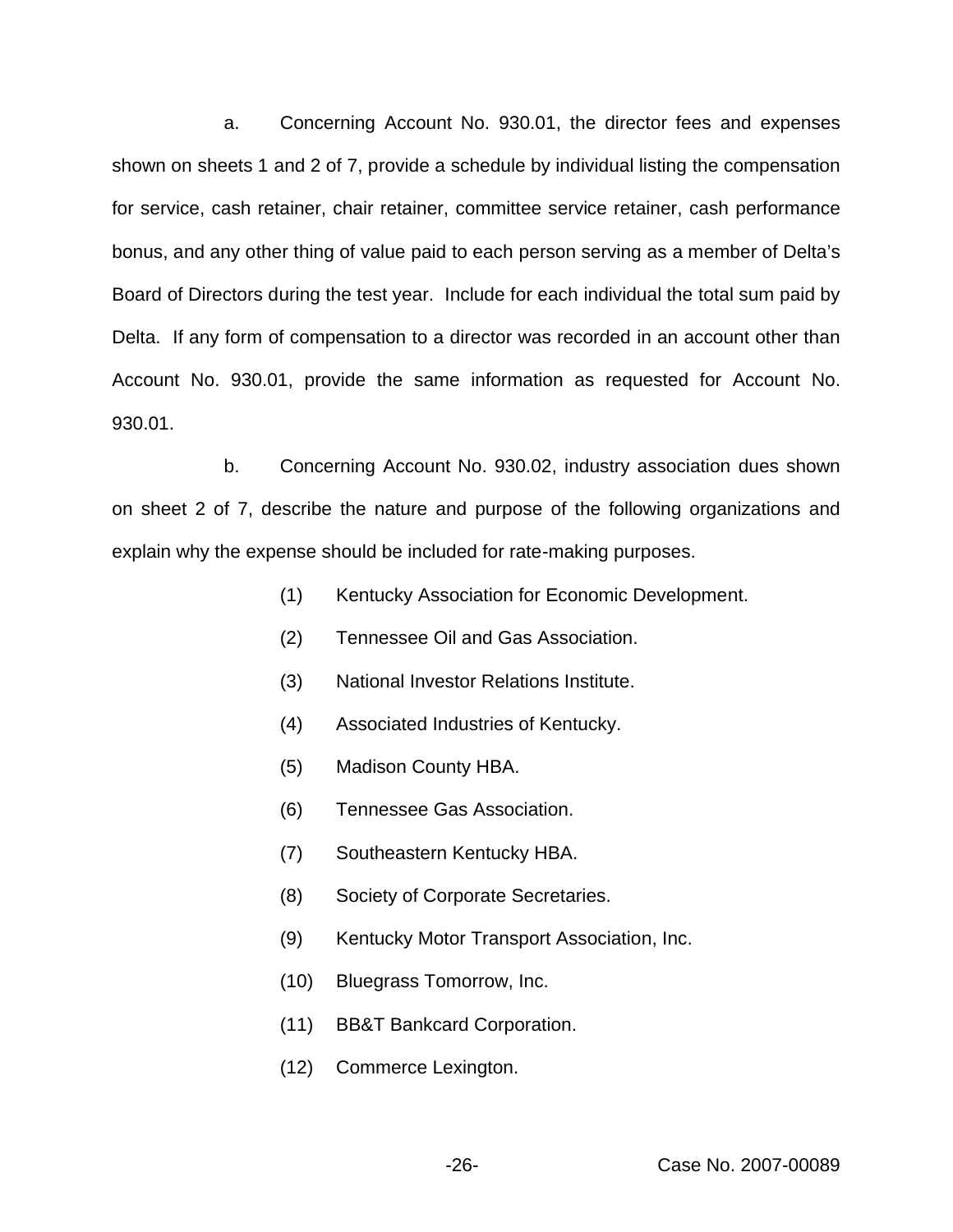a. Concerning Account No. 930.01, the director fees and expenses shown on sheets 1 and 2 of 7, provide a schedule by individual listing the compensation for service, cash retainer, chair retainer, committee service retainer, cash performance bonus, and any other thing of value paid to each person serving as a member of Delta's Board of Directors during the test year. Include for each individual the total sum paid by Delta. If any form of compensation to a director was recorded in an account other than Account No. 930.01, provide the same information as requested for Account No. 930.01.

b. Concerning Account No. 930.02, industry association dues shown on sheet 2 of 7, describe the nature and purpose of the following organizations and explain why the expense should be included for rate-making purposes.

(1) Kentucky Association for Economic Development.

(2) Tennessee Oil and Gas Association.

(3) National Investor Relations Institute.

(4) Associated Industries of Kentucky.

(5) Madison County HBA.

(6) Tennessee Gas Association.

(7) Southeastern Kentucky HBA.

(8) Society of Corporate Secretaries.

(9) Kentucky Motor Transport Association, Inc.

(10) Bluegrass Tomorrow, Inc.

(11) BB&T Bankcard Corporation.

(12) Commerce Lexington.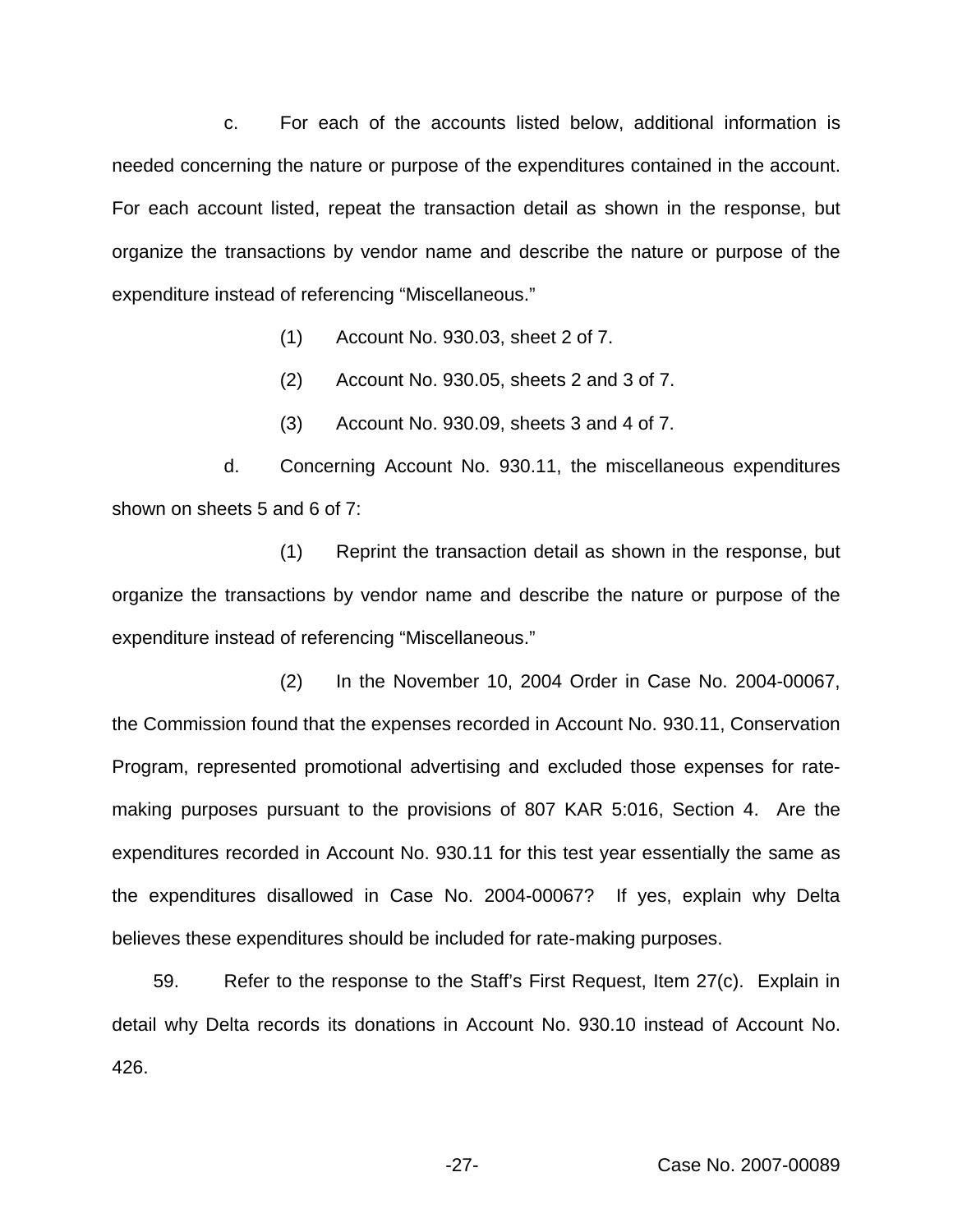c. For each of the accounts listed below, additional information is needed concerning the nature or purpose of the expenditures contained in the account. For each account listed, repeat the transaction detail as shown in the response, but organize the transactions by vendor name and describe the nature or purpose of the expenditure instead of referencing "Miscellaneous."

(1) Account No. 930.03, sheet 2 of 7.

(2) Account No. 930.05, sheets 2 and 3 of 7.

(3) Account No. 930.09, sheets 3 and 4 of 7.

d. Concerning Account No. 930.11, the miscellaneous expenditures shown on sheets 5 and 6 of 7:

(1) Reprint the transaction detail as shown in the response, but organize the transactions by vendor name and describe the nature or purpose of the expenditure instead of referencing "Miscellaneous."

(2) In the November 10, 2004 Order in Case No. 2004-00067, the Commission found that the expenses recorded in Account No. 930.11, Conservation Program, represented promotional advertising and excluded those expenses for rate-making purposes pursuant to the provisions of 807 KAR 5:016, Section 4. Are the expenditures recorded in Account No. 930.11 for this test year essentially the same as the expenditures disallowed in Case No. 2004-00067? If yes, explain why Delta believes these expenditures should be included for rate-making purposes.

59. Refer to the response to the Staff's First Request, Item 27(c). Explain in detail why Delta records its donations in Account No. 930.10 instead of Account No. 426.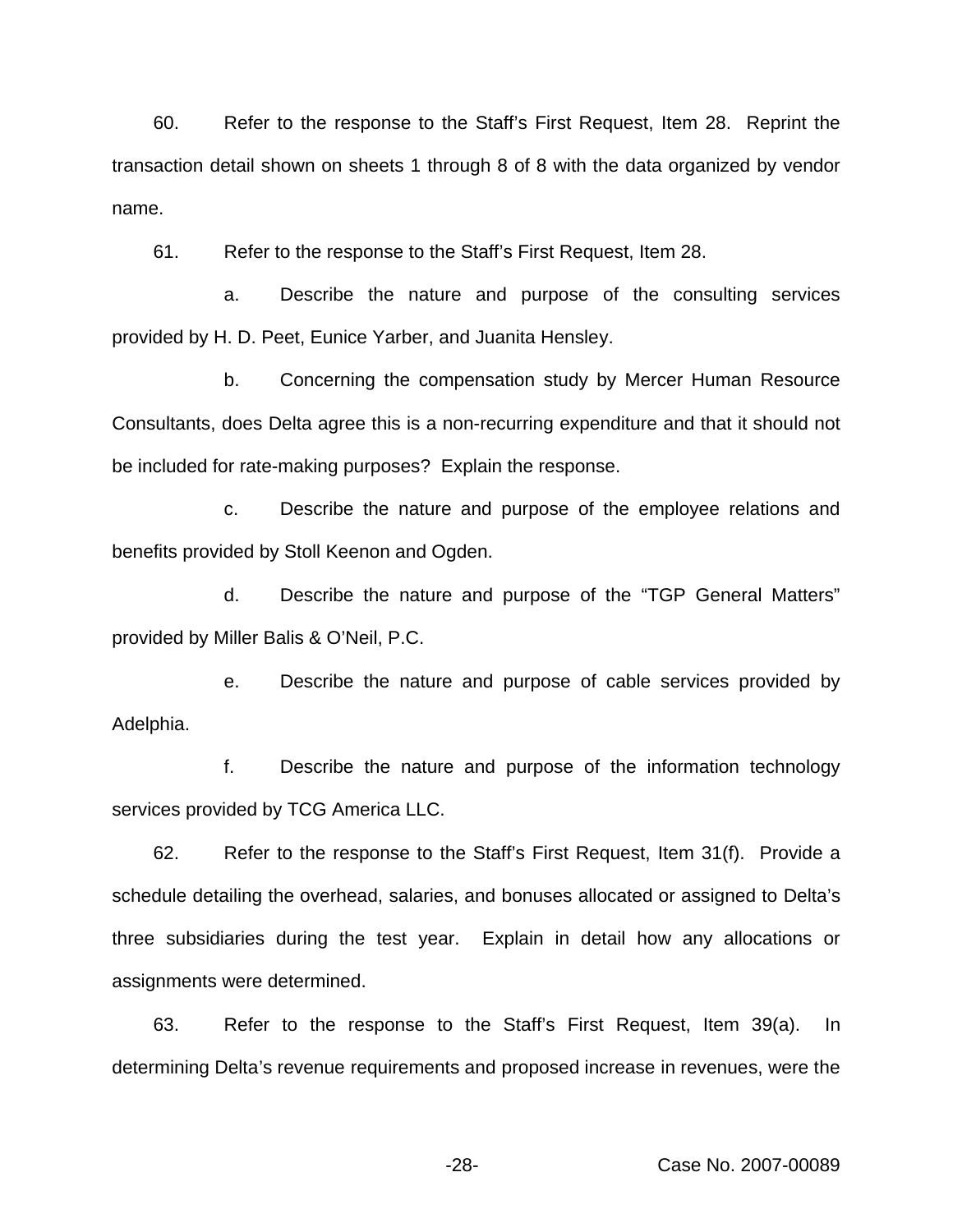60. Refer to the response to the Staff's First Request, Item 28. Reprint the transaction detail shown on sheets 1 through 8 of 8 with the data organized by vendor name.

61. Refer to the response to the Staff's First Request, Item 28.

a. Describe the nature and purpose of the consulting services provided by H. D. Peet, Eunice Yarber, and Juanita Hensley.

b. Concerning the compensation study by Mercer Human Resource Consultants, does Delta agree this is a non-recurring expenditure and that it should not be included for rate-making purposes? Explain the response.

c. Describe the nature and purpose of the employee relations and benefits provided by Stoll Keenon and Ogden.

d. Describe the nature and purpose of the "TGP General Matters" provided by Miller Balis & O'Neil, P.C.

e. Describe the nature and purpose of cable services provided by Adelphia.

f. Describe the nature and purpose of the information technology services provided by TCG America LLC.

62. Refer to the response to the Staff's First Request, Item 31(f). Provide a schedule detailing the overhead, salaries, and bonuses allocated or assigned to Delta's three subsidiaries during the test year. Explain in detail how any allocations or assignments were determined.

63. Refer to the response to the Staff's First Request, Item 39(a). In determining Delta's revenue requirements and proposed increase in revenues, were the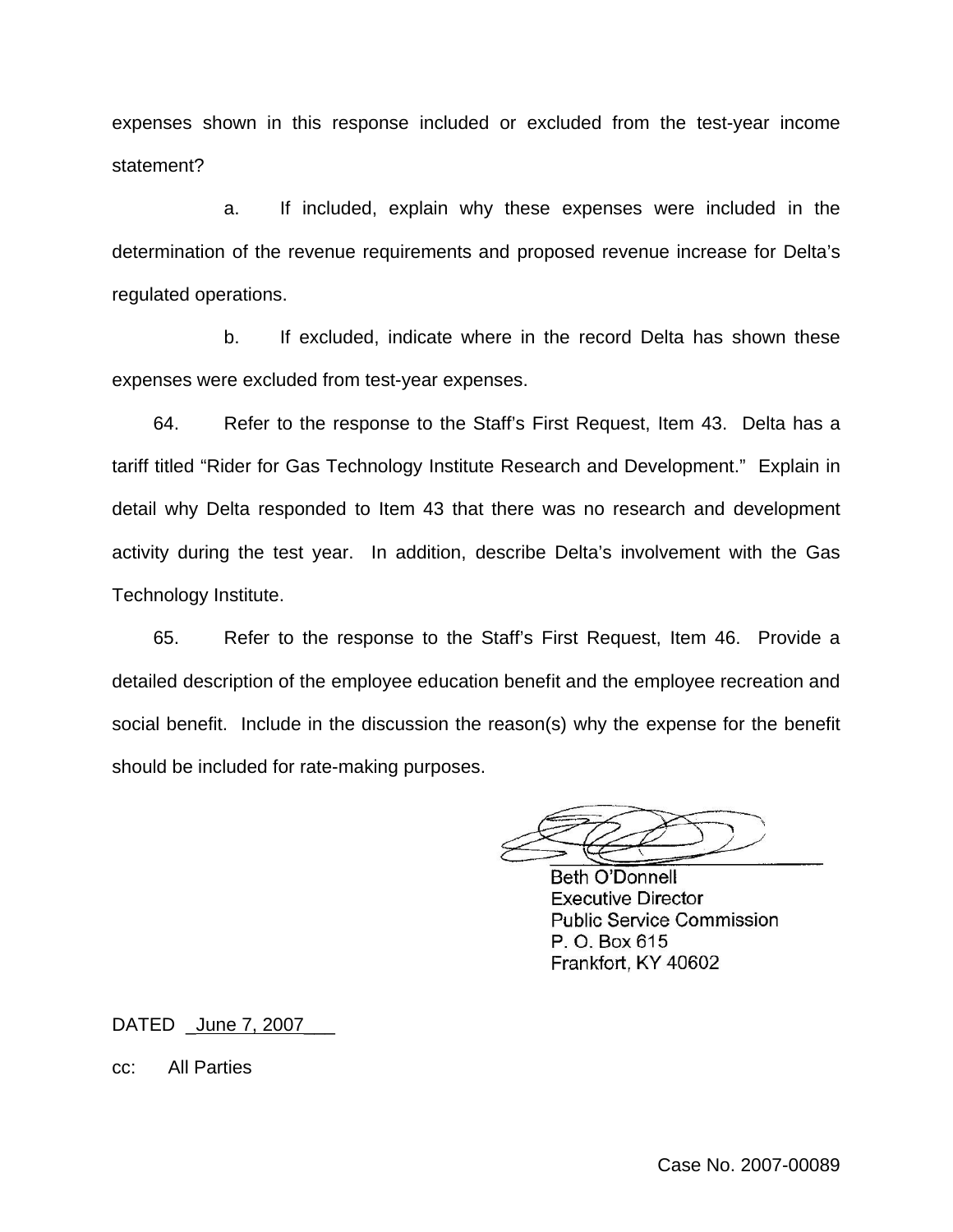expenses shown in this response included or excluded from the test-year income statement?

a. If included, explain why these expenses were included in the determination of the revenue requirements and proposed revenue increase for Delta's regulated operations.

b. If excluded, indicate where in the record Delta has shown these expenses were excluded from test-year expenses.

64. Refer to the response to the Staff's First Request, Item 43. Delta has a tariff titled "Rider for Gas Technology Institute Research and Development." Explain in detail why Delta responded to Item 43 that there was no research and development activity during the test year. In addition, describe Delta's involvement with the Gas Technology Institute.

65. Refer to the response to the Staff's First Request, Item 46. Provide a detailed description of the employee education benefit and the employee recreation and social benefit. Include in the discussion the reason(s) why the expense for the benefit should be included for rate-making purposes.

Beth O'Donnell
Executive Director
Public Service Commission
P. O. Box 615
Frankfort, KY 40602

DATED June 7, 2007

cc: All Parties

Case No. 2007-00089